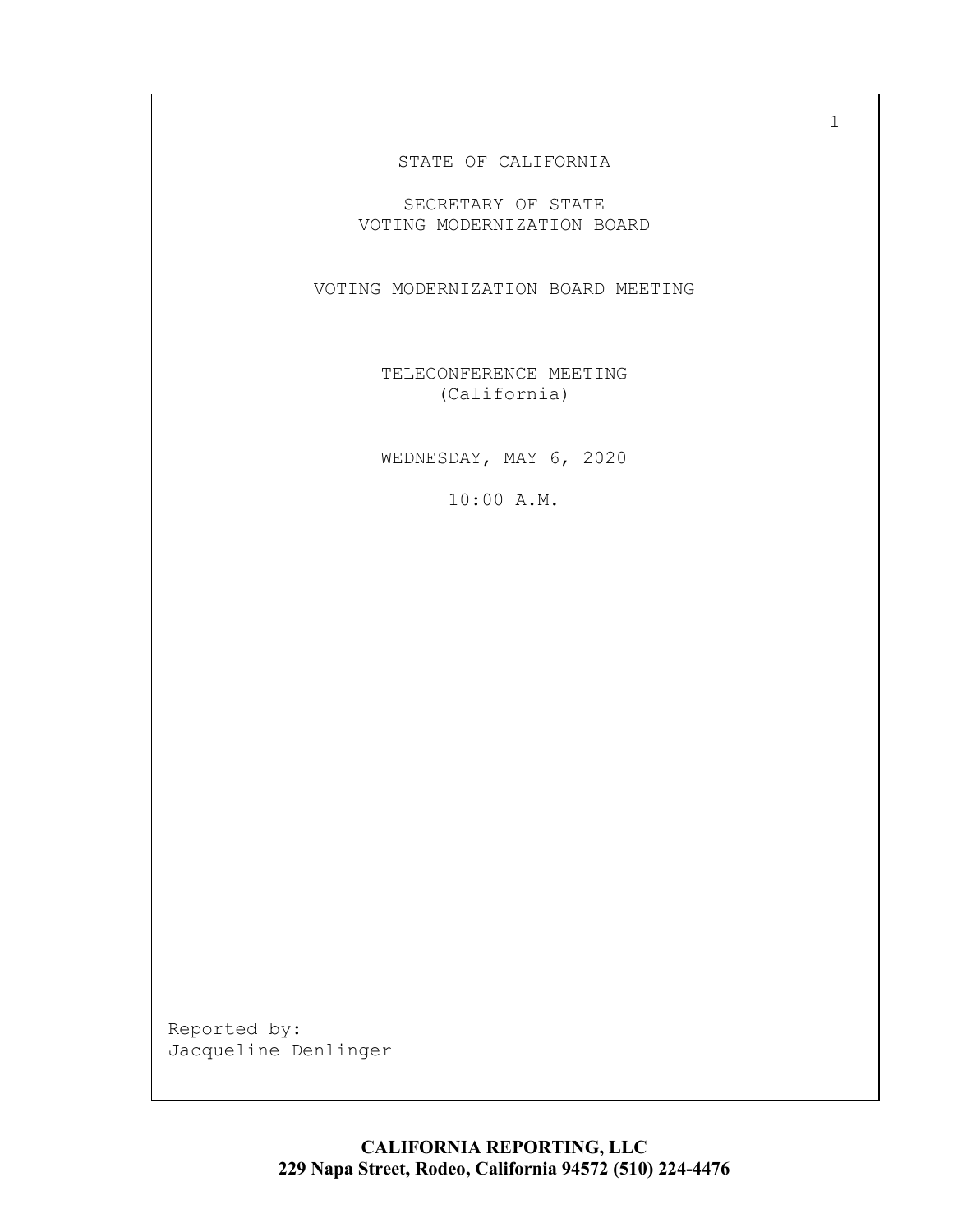STATE OF CALIFORNIA

SECRETARY OF STATE
VOTING MODERNIZATION BOARD

VOTING MODERNIZATION BOARD MEETING

TELECONFERENCE MEETING
(California)

WEDNESDAY, MAY 6, 2020

10:00 A.M.

Reported by:
Jacqueline Denlinger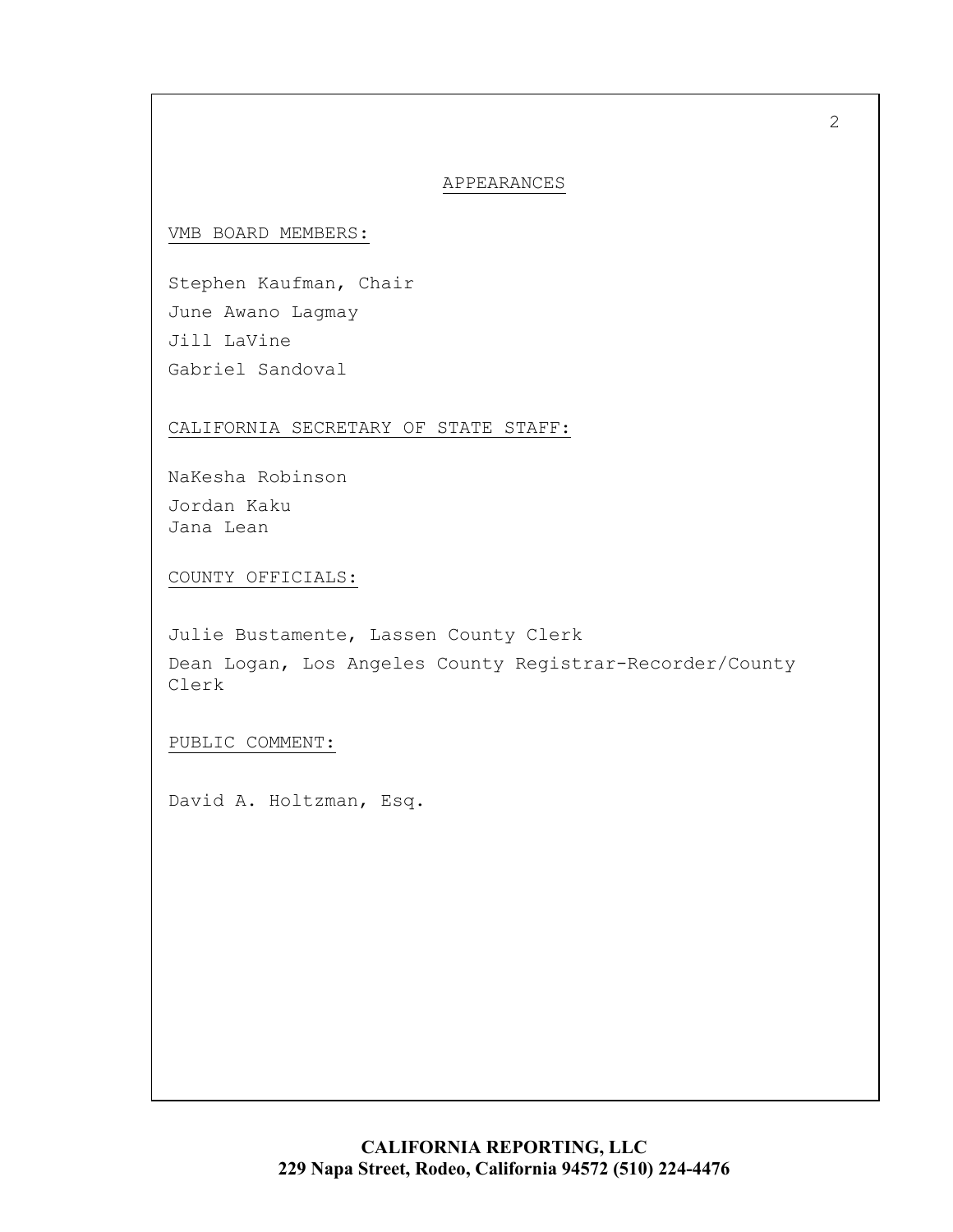# APPEARANCES

VMB BOARD MEMBERS:

Stephen Kaufman, Chair
June Awano Lagmay
Jill LaVine
Gabriel Sandoval

CALIFORNIA SECRETARY OF STATE STAFF:

NaKesha Robinson
Jordan Kaku
Jana Lean

COUNTY OFFICIALS:

Julie Bustamente, Lassen County Clerk
Dean Logan, Los Angeles County Registrar-Recorder/County Clerk

PUBLIC COMMENT:

David A. Holtzman, Esq.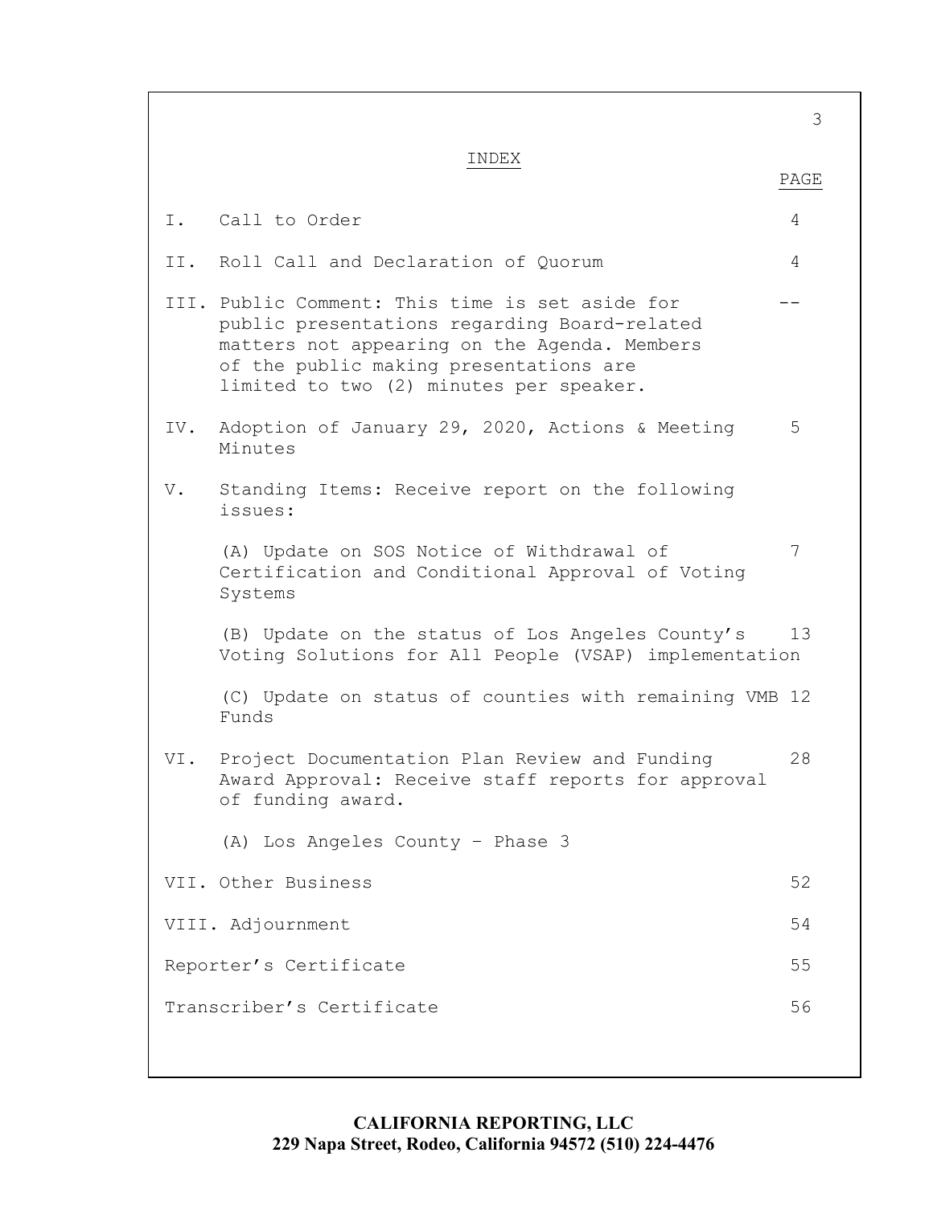# INDEX

| | | PAGE |
|---|---|---|
| I. | Call to Order | 4 |
| II. | Roll Call and Declaration of Quorum | 4 |
| III. | Public Comment: This time is set aside for public presentations regarding Board-related matters not appearing on the Agenda. Members of the public making presentations are limited to two (2) minutes per speaker. | -- |
| IV. | Adoption of January 29, 2020, Actions & Meeting Minutes | 5 |
| V. | Standing Items: Receive report on the following issues: | |
| | (A) Update on SOS Notice of Withdrawal of Certification and Conditional Approval of Voting Systems | 7 |
| | (B) Update on the status of Los Angeles County's Voting Solutions for All People (VSAP) implementation | 13 |
| | (C) Update on status of counties with remaining VMB Funds | 12 |
| VI. | Project Documentation Plan Review and Funding Award Approval: Receive staff reports for approval of funding award. | 28 |
| | (A) Los Angeles County – Phase 3 | |
| VII. | Other Business | 52 |
| VIII. | Adjournment | 54 |
| | Reporter's Certificate | 55 |
| | Transcriber's Certificate | 56 |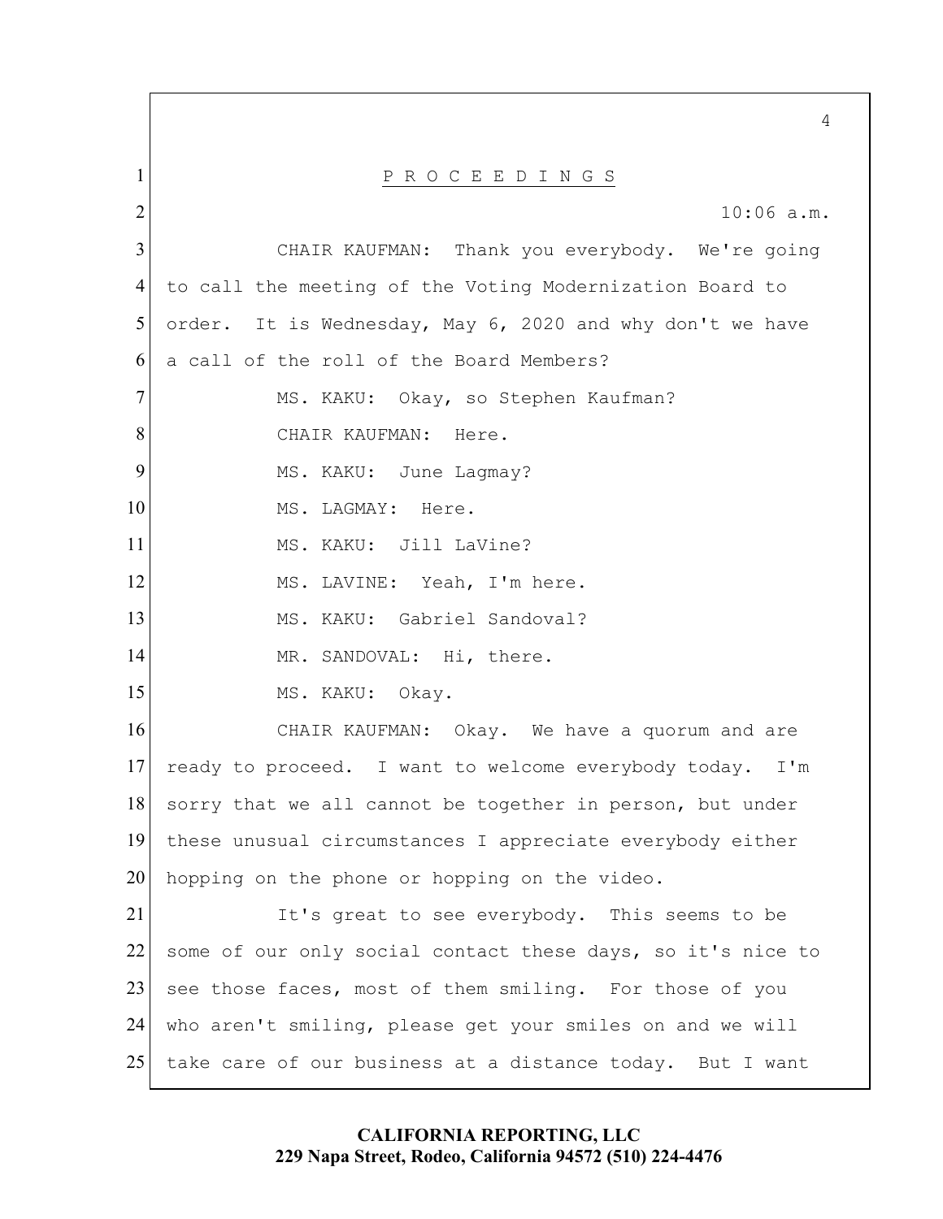P R O C E E D I N G S

10:06 a.m.

CHAIR KAUFMAN: Thank you everybody. We're going to call the meeting of the Voting Modernization Board to order. It is Wednesday, May 6, 2020 and why don't we have a call of the roll of the Board Members?

MS. KAKU: Okay, so Stephen Kaufman?

CHAIR KAUFMAN: Here.

MS. KAKU: June Lagmay?

MS. LAGMAY: Here.

MS. KAKU: Jill LaVine?

MS. LAVINE: Yeah, I'm here.

MS. KAKU: Gabriel Sandoval?

MR. SANDOVAL: Hi, there.

MS. KAKU: Okay.

CHAIR KAUFMAN: Okay. We have a quorum and are ready to proceed. I want to welcome everybody today. I'm sorry that we all cannot be together in person, but under these unusual circumstances I appreciate everybody either hopping on the phone or hopping on the video.

It's great to see everybody. This seems to be some of our only social contact these days, so it's nice to see those faces, most of them smiling. For those of you who aren't smiling, please get your smiles on and we will take care of our business at a distance today. But I want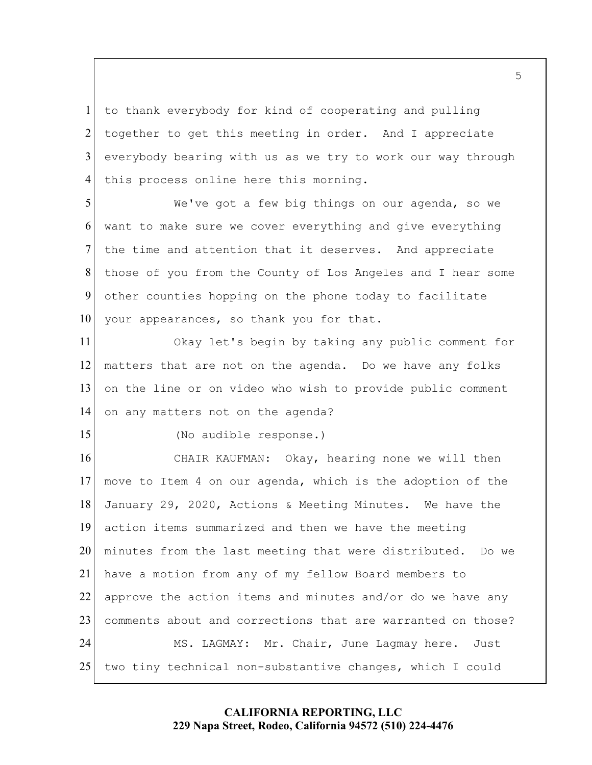to thank everybody for kind of cooperating and pulling together to get this meeting in order. And I appreciate everybody bearing with us as we try to work our way through this process online here this morning.

We've got a few big things on our agenda, so we want to make sure we cover everything and give everything the time and attention that it deserves. And appreciate those of you from the County of Los Angeles and I hear some other counties hopping on the phone today to facilitate your appearances, so thank you for that.

Okay let's begin by taking any public comment for matters that are not on the agenda. Do we have any folks on the line or on video who wish to provide public comment on any matters not on the agenda?

(No audible response.)

CHAIR KAUFMAN: Okay, hearing none we will then move to Item 4 on our agenda, which is the adoption of the January 29, 2020, Actions & Meeting Minutes. We have the action items summarized and then we have the meeting minutes from the last meeting that were distributed. Do we have a motion from any of my fellow Board members to approve the action items and minutes and/or do we have any comments about and corrections that are warranted on those?

MS. LAGMAY: Mr. Chair, June Lagmay here. Just two tiny technical non-substantive changes, which I could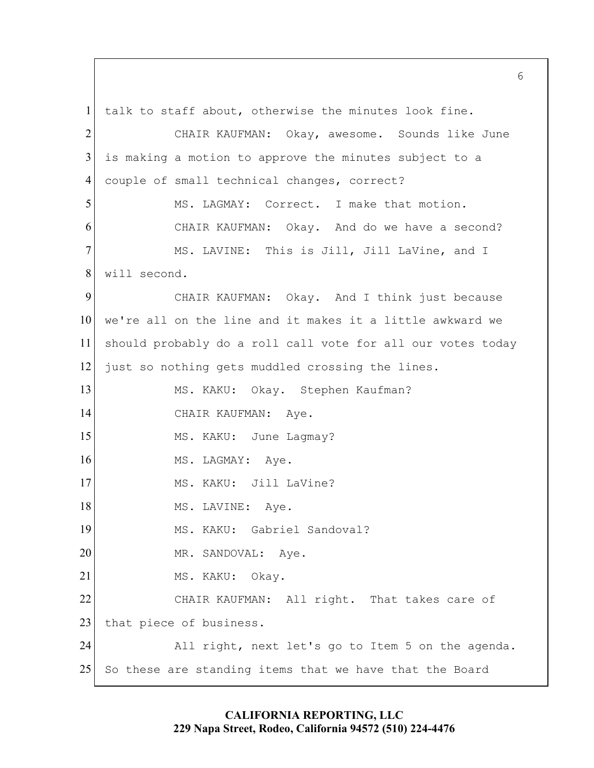talk to staff about, otherwise the minutes look fine.

CHAIR KAUFMAN: Okay, awesome. Sounds like June is making a motion to approve the minutes subject to a couple of small technical changes, correct?

MS. LAGMAY: Correct. I make that motion.

CHAIR KAUFMAN: Okay. And do we have a second?

MS. LAVINE: This is Jill, Jill LaVine, and I will second.

CHAIR KAUFMAN: Okay. And I think just because we're all on the line and it makes it a little awkward we should probably do a roll call vote for all our votes today just so nothing gets muddled crossing the lines.

MS. KAKU: Okay. Stephen Kaufman?

CHAIR KAUFMAN: Aye.

MS. KAKU: June Lagmay?

MS. LAGMAY: Aye.

MS. KAKU: Jill LaVine?

MS. LAVINE: Aye.

MS. KAKU: Gabriel Sandoval?

MR. SANDOVAL: Aye.

MS. KAKU: Okay.

CHAIR KAUFMAN: All right. That takes care of that piece of business.

All right, next let's go to Item 5 on the agenda. So these are standing items that we have that the Board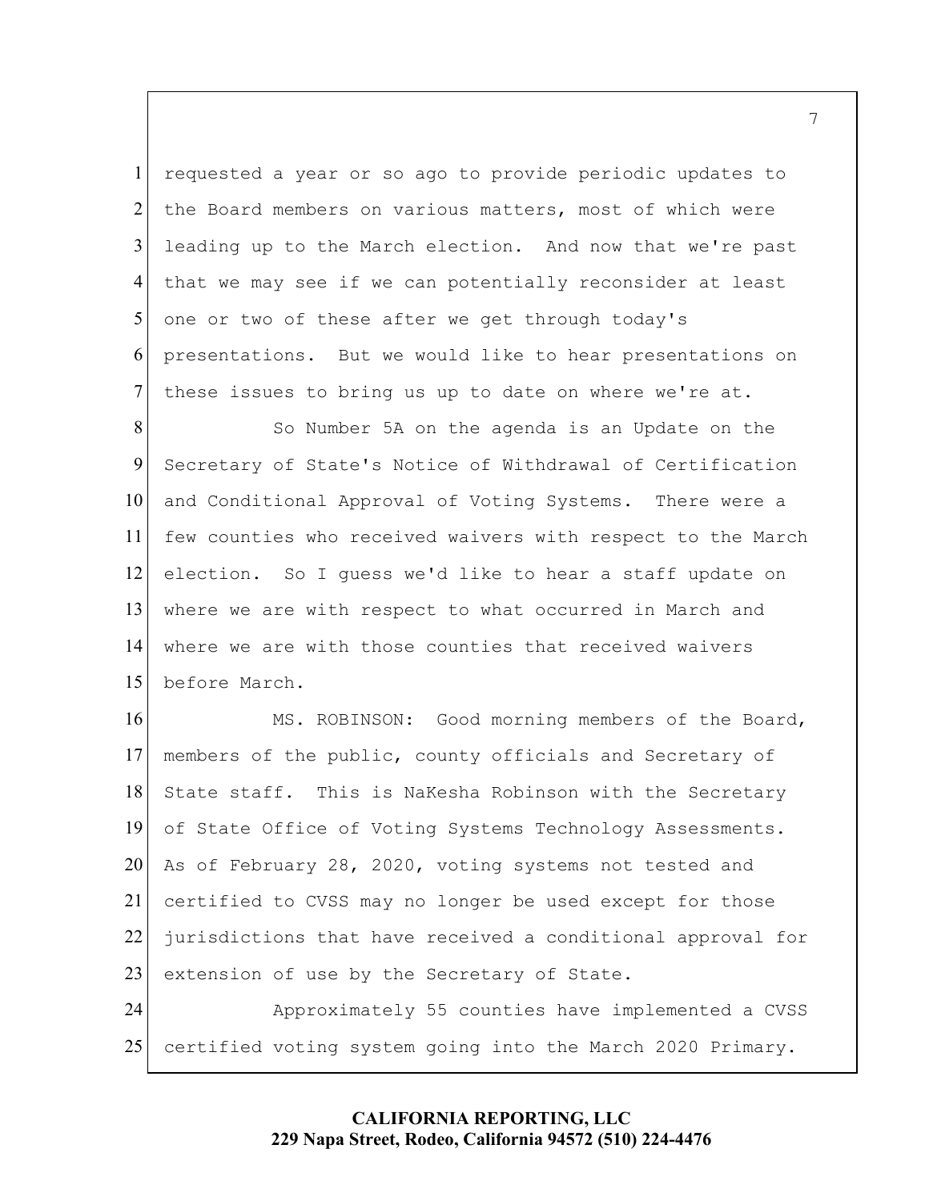requested a year or so ago to provide periodic updates to the Board members on various matters, most of which were leading up to the March election. And now that we're past that we may see if we can potentially reconsider at least one or two of these after we get through today's presentations. But we would like to hear presentations on these issues to bring us up to date on where we're at.

So Number 5A on the agenda is an Update on the Secretary of State's Notice of Withdrawal of Certification and Conditional Approval of Voting Systems. There were a few counties who received waivers with respect to the March election. So I guess we'd like to hear a staff update on where we are with respect to what occurred in March and where we are with those counties that received waivers before March.

MS. ROBINSON: Good morning members of the Board, members of the public, county officials and Secretary of State staff. This is NaKesha Robinson with the Secretary of State Office of Voting Systems Technology Assessments. As of February 28, 2020, voting systems not tested and certified to CVSS may no longer be used except for those jurisdictions that have received a conditional approval for extension of use by the Secretary of State.

Approximately 55 counties have implemented a CVSS certified voting system going into the March 2020 Primary.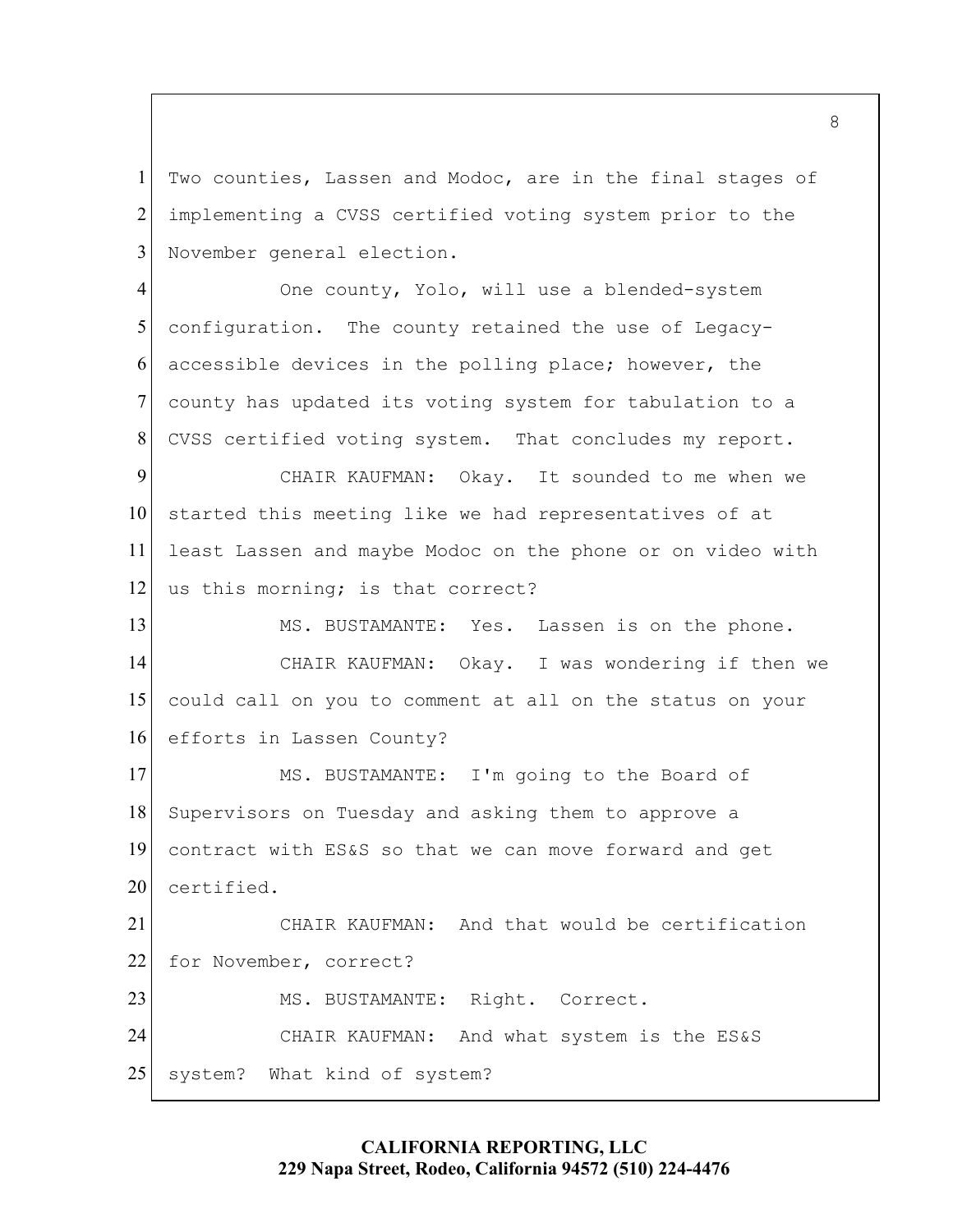Two counties, Lassen and Modoc, are in the final stages of implementing a CVSS certified voting system prior to the November general election.

One county, Yolo, will use a blended-system configuration. The county retained the use of Legacy-accessible devices in the polling place; however, the county has updated its voting system for tabulation to a CVSS certified voting system. That concludes my report.

CHAIR KAUFMAN: Okay. It sounded to me when we started this meeting like we had representatives of at least Lassen and maybe Modoc on the phone or on video with us this morning; is that correct?

MS. BUSTAMANTE: Yes. Lassen is on the phone.

CHAIR KAUFMAN: Okay. I was wondering if then we could call on you to comment at all on the status on your efforts in Lassen County?

MS. BUSTAMANTE: I'm going to the Board of Supervisors on Tuesday and asking them to approve a contract with ES&S so that we can move forward and get certified.

CHAIR KAUFMAN: And that would be certification for November, correct?

MS. BUSTAMANTE: Right. Correct.

CHAIR KAUFMAN: And what system is the ES&S system? What kind of system?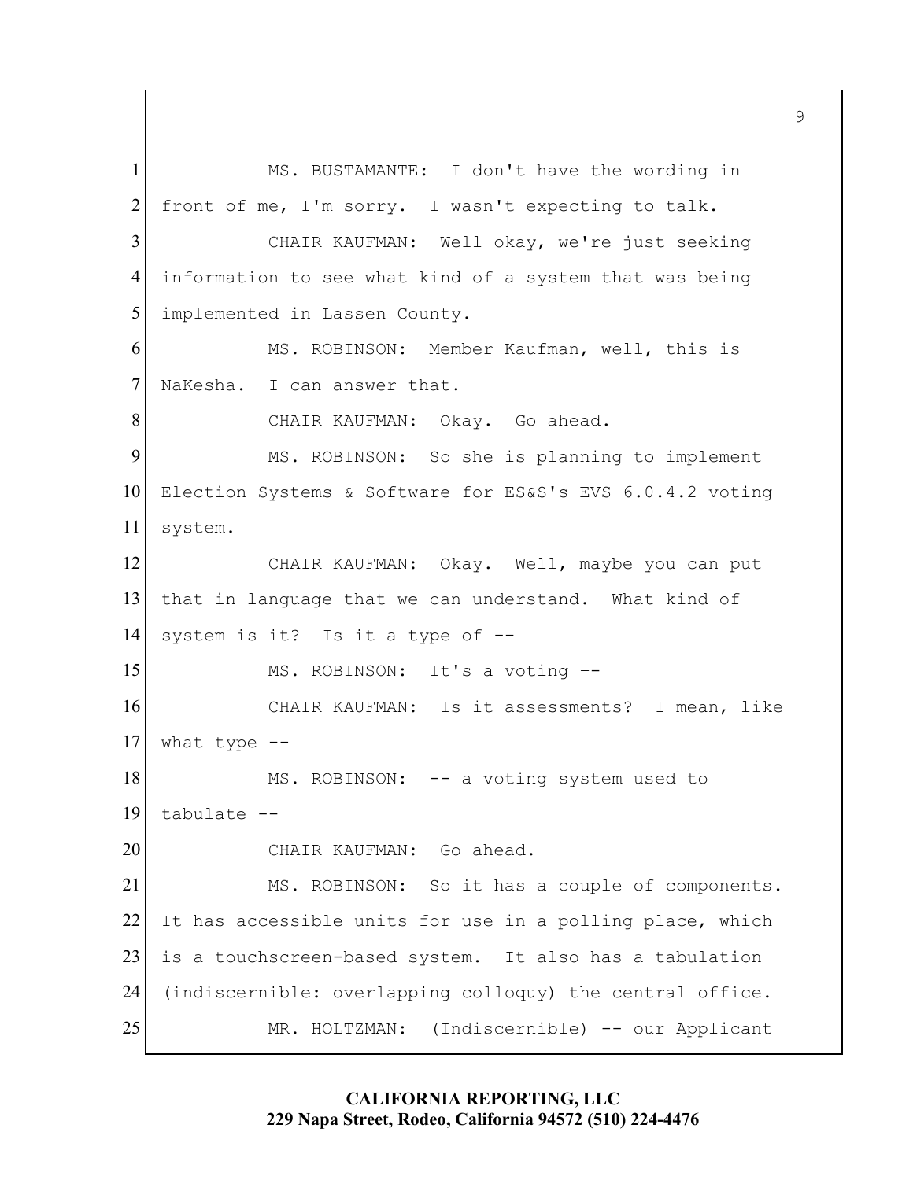MS. BUSTAMANTE: I don't have the wording in front of me, I'm sorry. I wasn't expecting to talk.

CHAIR KAUFMAN: Well okay, we're just seeking information to see what kind of a system that was being implemented in Lassen County.

MS. ROBINSON: Member Kaufman, well, this is NaKesha. I can answer that.

CHAIR KAUFMAN: Okay. Go ahead.

MS. ROBINSON: So she is planning to implement Election Systems & Software for ES&S's EVS 6.0.4.2 voting system.

CHAIR KAUFMAN: Okay. Well, maybe you can put that in language that we can understand. What kind of system is it? Is it a type of --

MS. ROBINSON: It's a voting --

CHAIR KAUFMAN: Is it assessments? I mean, like what type --

MS. ROBINSON: -- a voting system used to tabulate --

CHAIR KAUFMAN: Go ahead.

MS. ROBINSON: So it has a couple of components. It has accessible units for use in a polling place, which is a touchscreen-based system. It also has a tabulation (indiscernible: overlapping colloquy) the central office.

MR. HOLTZMAN: (Indiscernible) -- our Applicant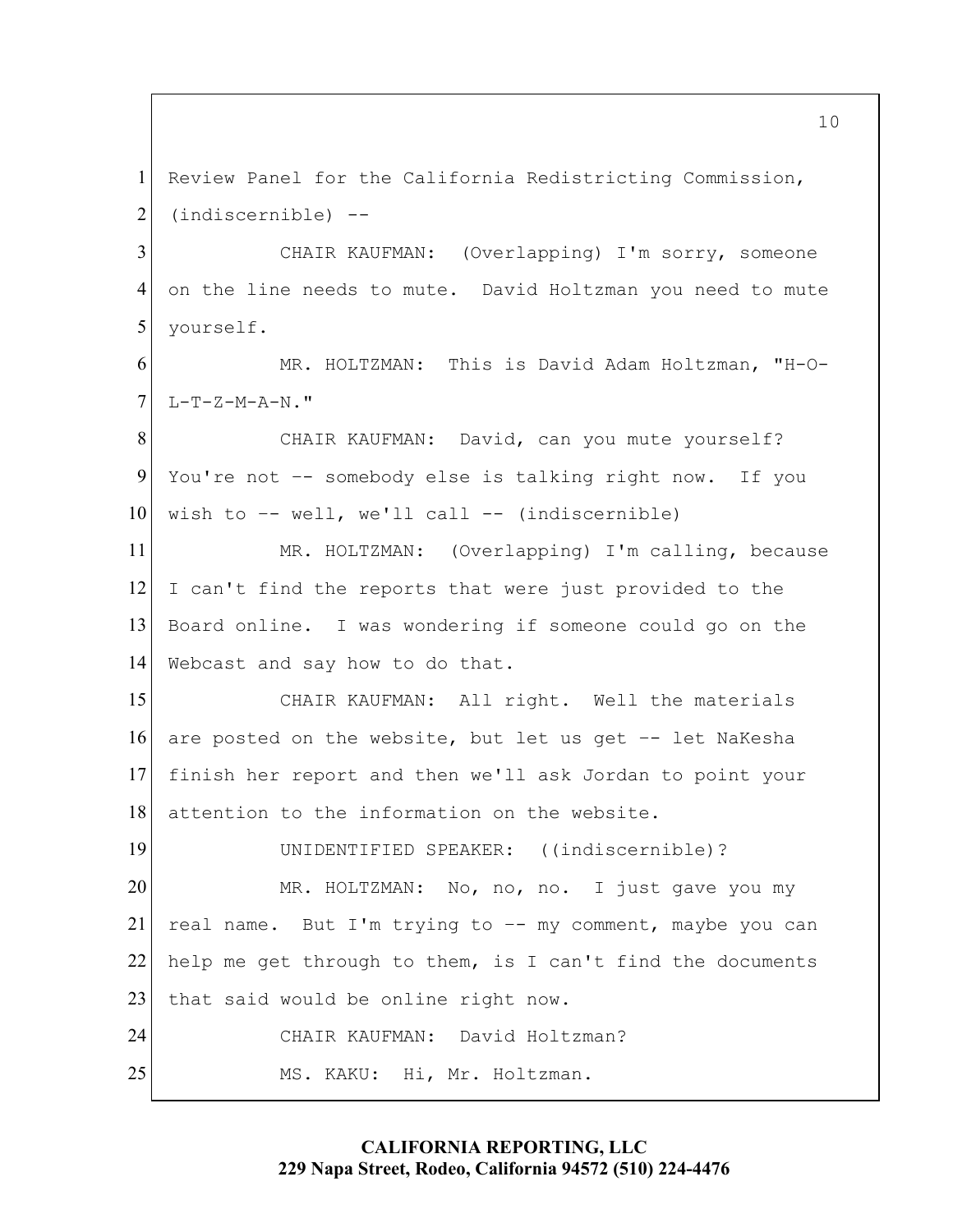Review Panel for the California Redistricting Commission, (indiscernible) --

CHAIR KAUFMAN: (Overlapping) I'm sorry, someone on the line needs to mute. David Holtzman you need to mute yourself.

MR. HOLTZMAN: This is David Adam Holtzman, "H-O-L-T-Z-M-A-N."

CHAIR KAUFMAN: David, can you mute yourself? You're not -- somebody else is talking right now. If you wish to -- well, we'll call -- (indiscernible)

MR. HOLTZMAN: (Overlapping) I'm calling, because I can't find the reports that were just provided to the Board online. I was wondering if someone could go on the Webcast and say how to do that.

CHAIR KAUFMAN: All right. Well the materials are posted on the website, but let us get -- let NaKesha finish her report and then we'll ask Jordan to point your attention to the information on the website.

UNIDENTIFIED SPEAKER: ((indiscernible)?

MR. HOLTZMAN: No, no, no. I just gave you my real name. But I'm trying to -- my comment, maybe you can help me get through to them, is I can't find the documents that said would be online right now.

CHAIR KAUFMAN: David Holtzman?

MS. KAKU: Hi, Mr. Holtzman.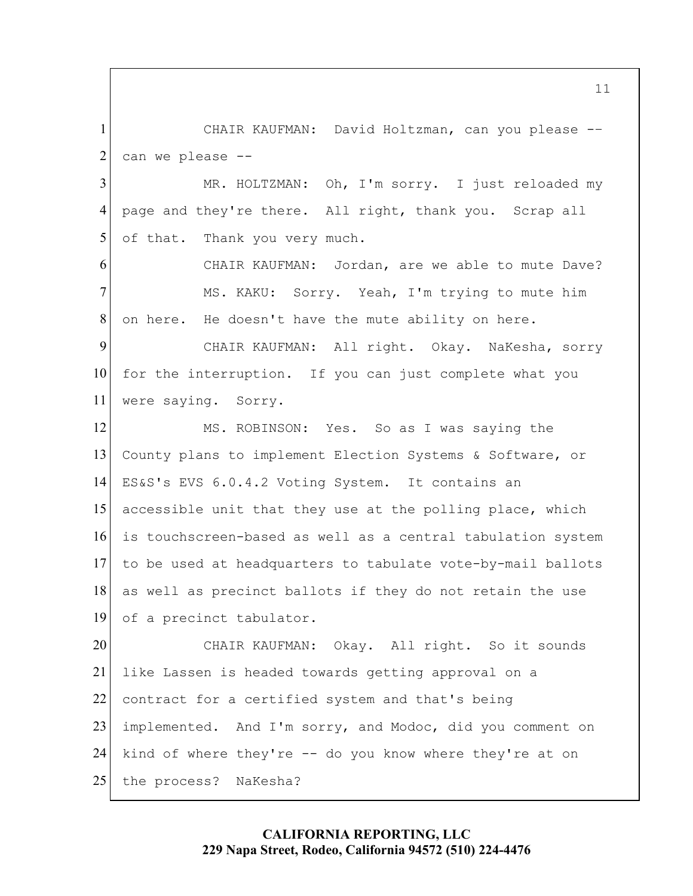CHAIR KAUFMAN: David Holtzman, can you please -- can we please --

MR. HOLTZMAN: Oh, I'm sorry. I just reloaded my page and they're there. All right, thank you. Scrap all of that. Thank you very much.

CHAIR KAUFMAN: Jordan, are we able to mute Dave?

MS. KAKU: Sorry. Yeah, I'm trying to mute him on here. He doesn't have the mute ability on here.

CHAIR KAUFMAN: All right. Okay. NaKesha, sorry for the interruption. If you can just complete what you were saying. Sorry.

MS. ROBINSON: Yes. So as I was saying the County plans to implement Election Systems & Software, or ES&S's EVS 6.0.4.2 Voting System. It contains an accessible unit that they use at the polling place, which is touchscreen-based as well as a central tabulation system to be used at headquarters to tabulate vote-by-mail ballots as well as precinct ballots if they do not retain the use of a precinct tabulator.

CHAIR KAUFMAN: Okay. All right. So it sounds like Lassen is headed towards getting approval on a contract for a certified system and that's being implemented. And I'm sorry, and Modoc, did you comment on kind of where they're -- do you know where they're at on the process? NaKesha?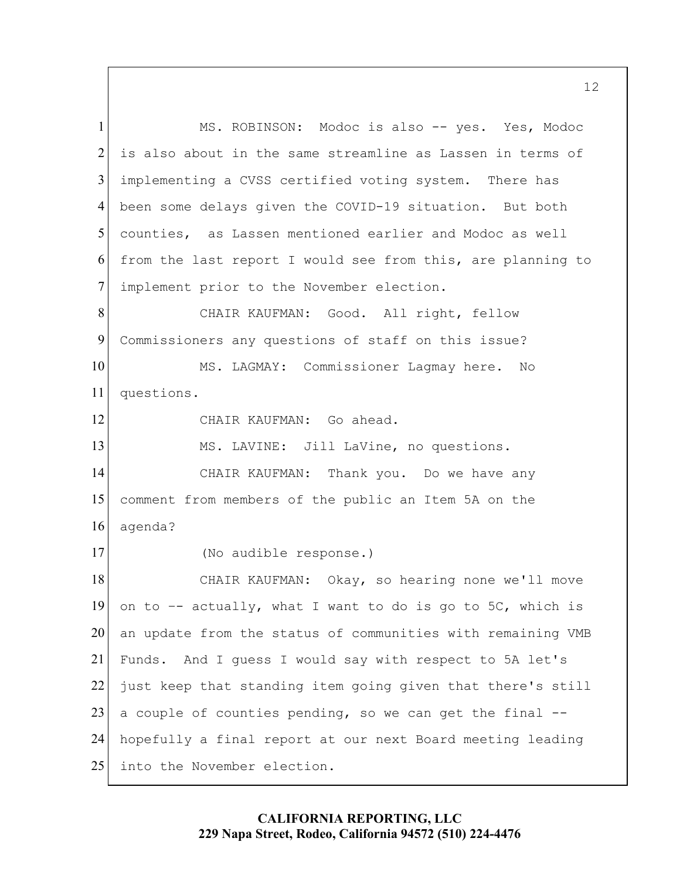MS. ROBINSON: Modoc is also -- yes. Yes, Modoc is also about in the same streamline as Lassen in terms of implementing a CVSS certified voting system. There has been some delays given the COVID-19 situation. But both counties, as Lassen mentioned earlier and Modoc as well from the last report I would see from this, are planning to implement prior to the November election.

CHAIR KAUFMAN: Good. All right, fellow Commissioners any questions of staff on this issue?

MS. LAGMAY: Commissioner Lagmay here. No questions.

CHAIR KAUFMAN: Go ahead.

MS. LAVINE: Jill LaVine, no questions.

CHAIR KAUFMAN: Thank you. Do we have any comment from members of the public an Item 5A on the agenda?

(No audible response.)

CHAIR KAUFMAN: Okay, so hearing none we'll move on to -- actually, what I want to do is go to 5C, which is an update from the status of communities with remaining VMB Funds. And I guess I would say with respect to 5A let's just keep that standing item going given that there's still a couple of counties pending, so we can get the final -- hopefully a final report at our next Board meeting leading into the November election.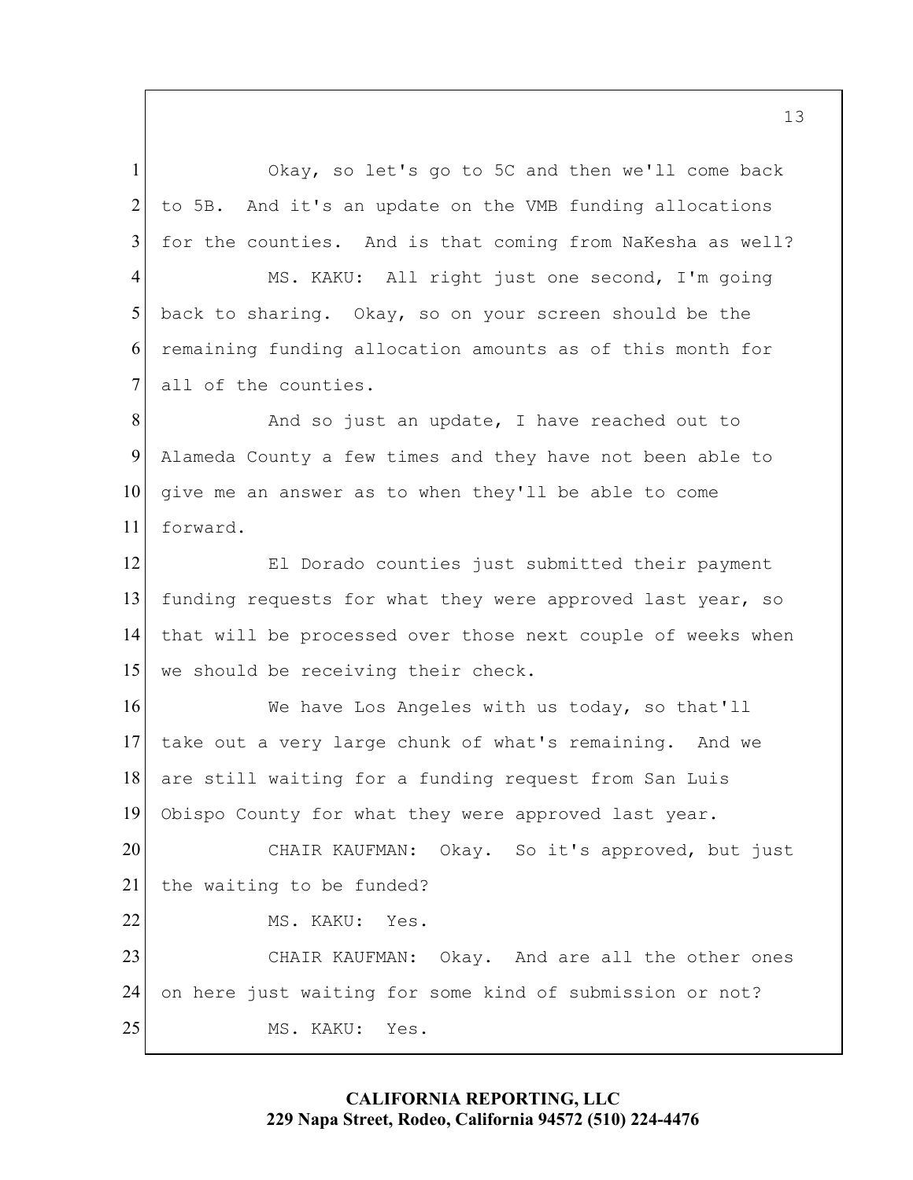Okay, so let's go to 5C and then we'll come back to 5B. And it's an update on the VMB funding allocations for the counties. And is that coming from NaKesha as well?

MS. KAKU: All right just one second, I'm going back to sharing. Okay, so on your screen should be the remaining funding allocation amounts as of this month for all of the counties.

And so just an update, I have reached out to Alameda County a few times and they have not been able to give me an answer as to when they'll be able to come forward.

El Dorado counties just submitted their payment funding requests for what they were approved last year, so that will be processed over those next couple of weeks when we should be receiving their check.

We have Los Angeles with us today, so that'll take out a very large chunk of what's remaining. And we are still waiting for a funding request from San Luis Obispo County for what they were approved last year.

CHAIR KAUFMAN: Okay. So it's approved, but just the waiting to be funded?

MS. KAKU: Yes.

CHAIR KAUFMAN: Okay. And are all the other ones on here just waiting for some kind of submission or not?

MS. KAKU: Yes.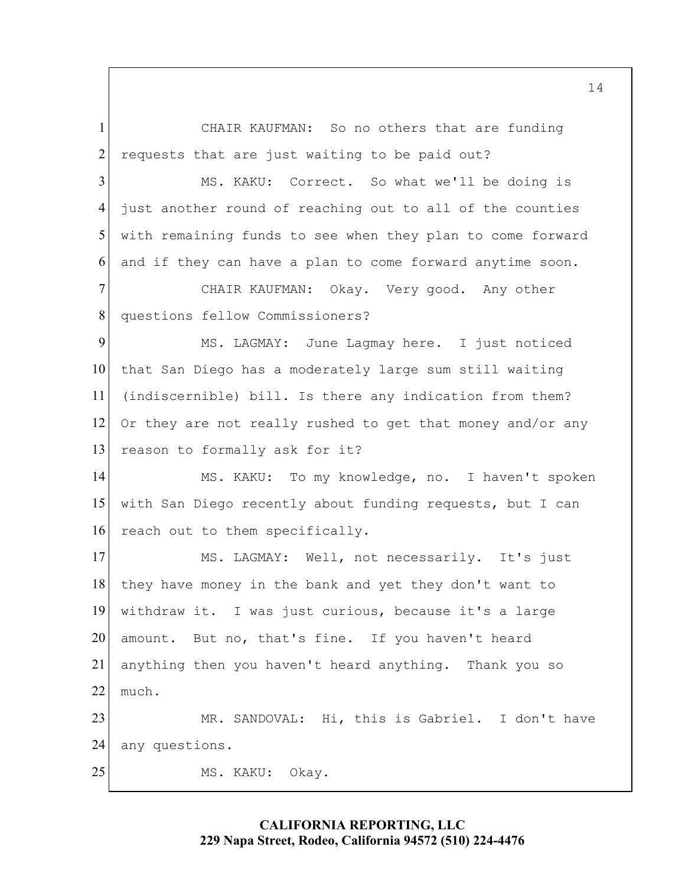CHAIR KAUFMAN: So no others that are funding requests that are just waiting to be paid out?

MS. KAKU: Correct. So what we'll be doing is just another round of reaching out to all of the counties with remaining funds to see when they plan to come forward and if they can have a plan to come forward anytime soon.

CHAIR KAUFMAN: Okay. Very good. Any other questions fellow Commissioners?

MS. LAGMAY: June Lagmay here. I just noticed that San Diego has a moderately large sum still waiting (indiscernible) bill. Is there any indication from them? Or they are not really rushed to get that money and/or any reason to formally ask for it?

MS. KAKU: To my knowledge, no. I haven't spoken with San Diego recently about funding requests, but I can reach out to them specifically.

MS. LAGMAY: Well, not necessarily. It's just they have money in the bank and yet they don't want to withdraw it. I was just curious, because it's a large amount. But no, that's fine. If you haven't heard anything then you haven't heard anything. Thank you so much.

MR. SANDOVAL: Hi, this is Gabriel. I don't have any questions.

MS. KAKU: Okay.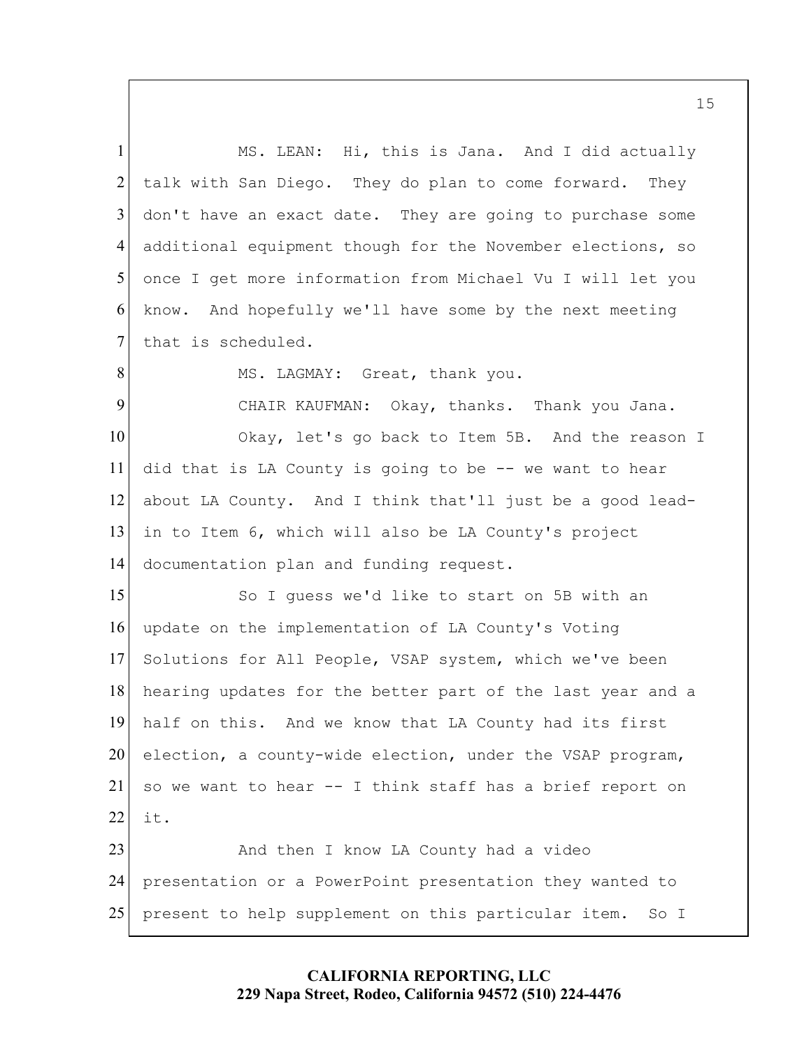MS. LEAN: Hi, this is Jana. And I did actually talk with San Diego. They do plan to come forward. They don't have an exact date. They are going to purchase some additional equipment though for the November elections, so once I get more information from Michael Vu I will let you know. And hopefully we'll have some by the next meeting that is scheduled.

MS. LAGMAY: Great, thank you.

CHAIR KAUFMAN: Okay, thanks. Thank you Jana.

Okay, let's go back to Item 5B. And the reason I did that is LA County is going to be -- we want to hear about LA County. And I think that'll just be a good lead-in to Item 6, which will also be LA County's project documentation plan and funding request.

So I guess we'd like to start on 5B with an update on the implementation of LA County's Voting Solutions for All People, VSAP system, which we've been hearing updates for the better part of the last year and a half on this. And we know that LA County had its first election, a county-wide election, under the VSAP program, so we want to hear -- I think staff has a brief report on it.

And then I know LA County had a video presentation or a PowerPoint presentation they wanted to present to help supplement on this particular item. So I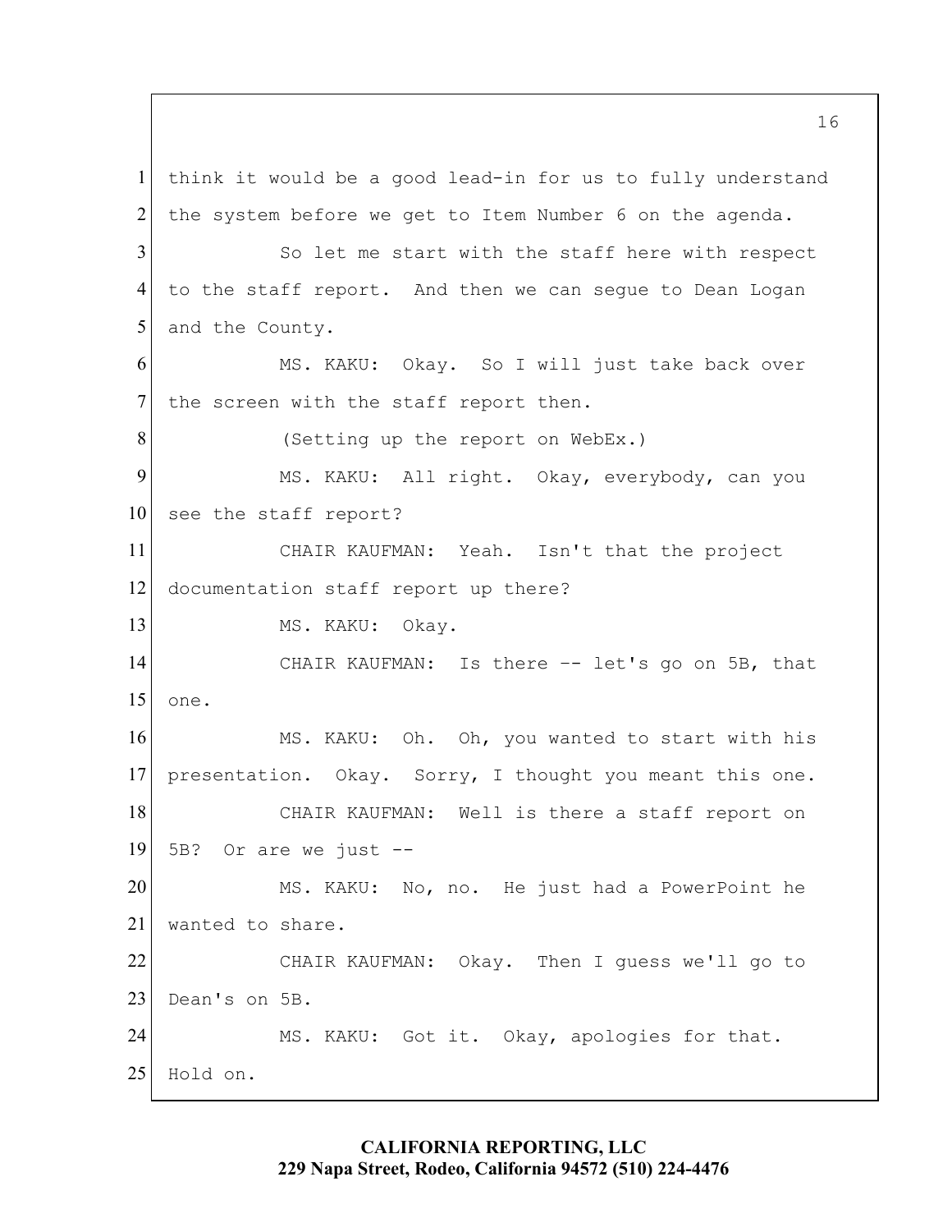think it would be a good lead-in for us to fully understand the system before we get to Item Number 6 on the agenda.

So let me start with the staff here with respect to the staff report. And then we can segue to Dean Logan and the County.

MS. KAKU: Okay. So I will just take back over the screen with the staff report then.

(Setting up the report on WebEx.)

MS. KAKU: All right. Okay, everybody, can you see the staff report?

CHAIR KAUFMAN: Yeah. Isn't that the project documentation staff report up there?

MS. KAKU: Okay.

CHAIR KAUFMAN: Is there -- let's go on 5B, that one.

MS. KAKU: Oh. Oh, you wanted to start with his presentation. Okay. Sorry, I thought you meant this one.

CHAIR KAUFMAN: Well is there a staff report on 5B? Or are we just --

MS. KAKU: No, no. He just had a PowerPoint he wanted to share.

CHAIR KAUFMAN: Okay. Then I guess we'll go to Dean's on 5B.

MS. KAKU: Got it. Okay, apologies for that. Hold on.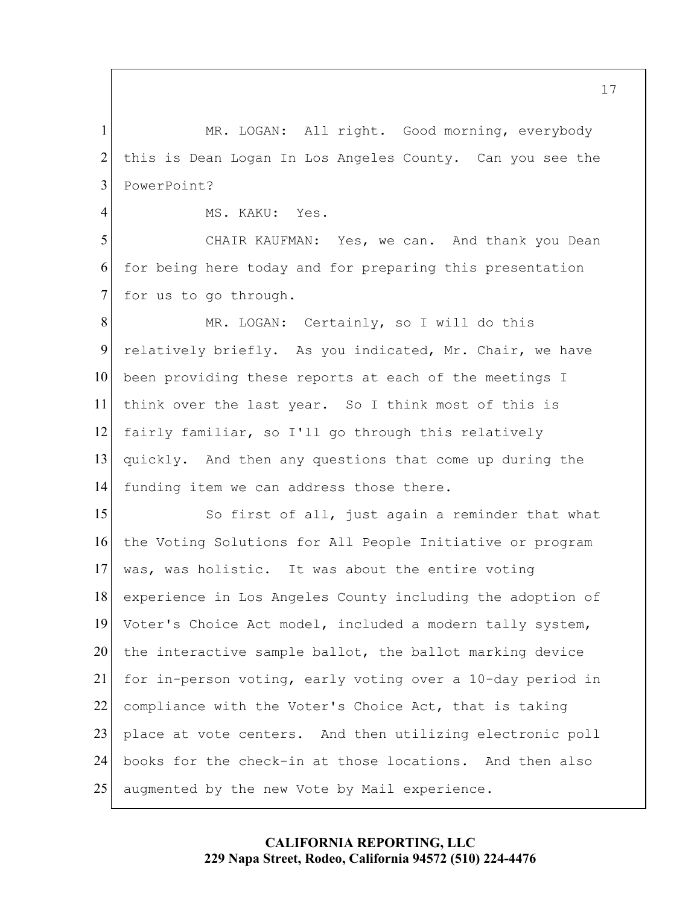MR. LOGAN: All right. Good morning, everybody this is Dean Logan In Los Angeles County. Can you see the PowerPoint?

MS. KAKU: Yes.

CHAIR KAUFMAN: Yes, we can. And thank you Dean for being here today and for preparing this presentation for us to go through.

MR. LOGAN: Certainly, so I will do this relatively briefly. As you indicated, Mr. Chair, we have been providing these reports at each of the meetings I think over the last year. So I think most of this is fairly familiar, so I'll go through this relatively quickly. And then any questions that come up during the funding item we can address those there.

So first of all, just again a reminder that what the Voting Solutions for All People Initiative or program was, was holistic. It was about the entire voting experience in Los Angeles County including the adoption of Voter's Choice Act model, included a modern tally system, the interactive sample ballot, the ballot marking device for in-person voting, early voting over a 10-day period in compliance with the Voter's Choice Act, that is taking place at vote centers. And then utilizing electronic poll books for the check-in at those locations. And then also augmented by the new Vote by Mail experience.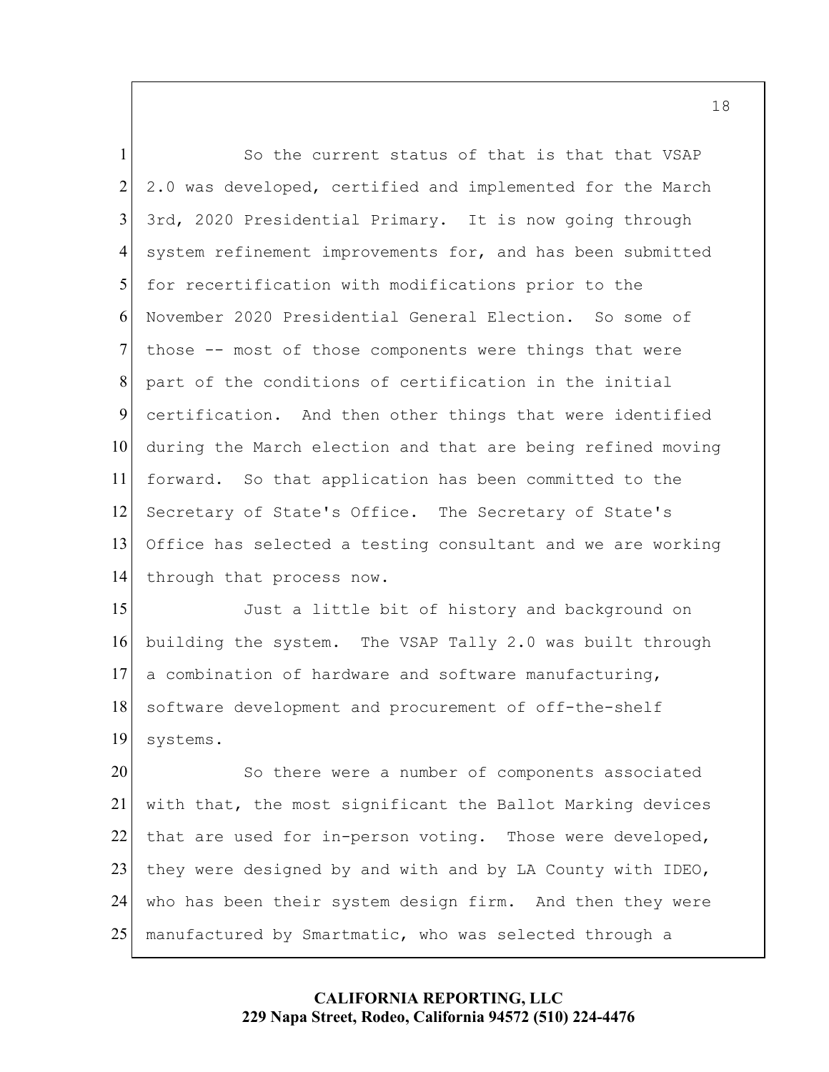So the current status of that is that that VSAP 2.0 was developed, certified and implemented for the March 3rd, 2020 Presidential Primary. It is now going through system refinement improvements for, and has been submitted for recertification with modifications prior to the November 2020 Presidential General Election. So some of those -- most of those components were things that were part of the conditions of certification in the initial certification. And then other things that were identified during the March election and that are being refined moving forward. So that application has been committed to the Secretary of State's Office. The Secretary of State's Office has selected a testing consultant and we are working through that process now.

Just a little bit of history and background on building the system. The VSAP Tally 2.0 was built through a combination of hardware and software manufacturing, software development and procurement of off-the-shelf systems.

So there were a number of components associated with that, the most significant the Ballot Marking devices that are used for in-person voting. Those were developed, they were designed by and with and by LA County with IDEO, who has been their system design firm. And then they were manufactured by Smartmatic, who was selected through a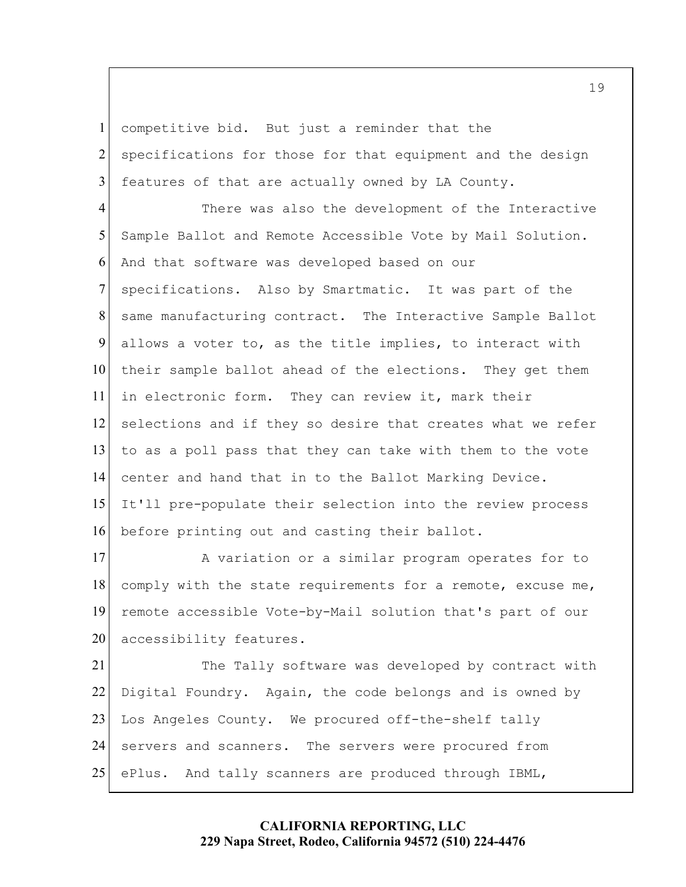competitive bid. But just a reminder that the specifications for those for that equipment and the design features of that are actually owned by LA County.

There was also the development of the Interactive Sample Ballot and Remote Accessible Vote by Mail Solution. And that software was developed based on our specifications. Also by Smartmatic. It was part of the same manufacturing contract. The Interactive Sample Ballot allows a voter to, as the title implies, to interact with their sample ballot ahead of the elections. They get them in electronic form. They can review it, mark their selections and if they so desire that creates what we refer to as a poll pass that they can take with them to the vote center and hand that in to the Ballot Marking Device. It'll pre-populate their selection into the review process before printing out and casting their ballot.

A variation or a similar program operates for to comply with the state requirements for a remote, excuse me, remote accessible Vote-by-Mail solution that's part of our accessibility features.

The Tally software was developed by contract with Digital Foundry. Again, the code belongs and is owned by Los Angeles County. We procured off-the-shelf tally servers and scanners. The servers were procured from ePlus. And tally scanners are produced through IBML,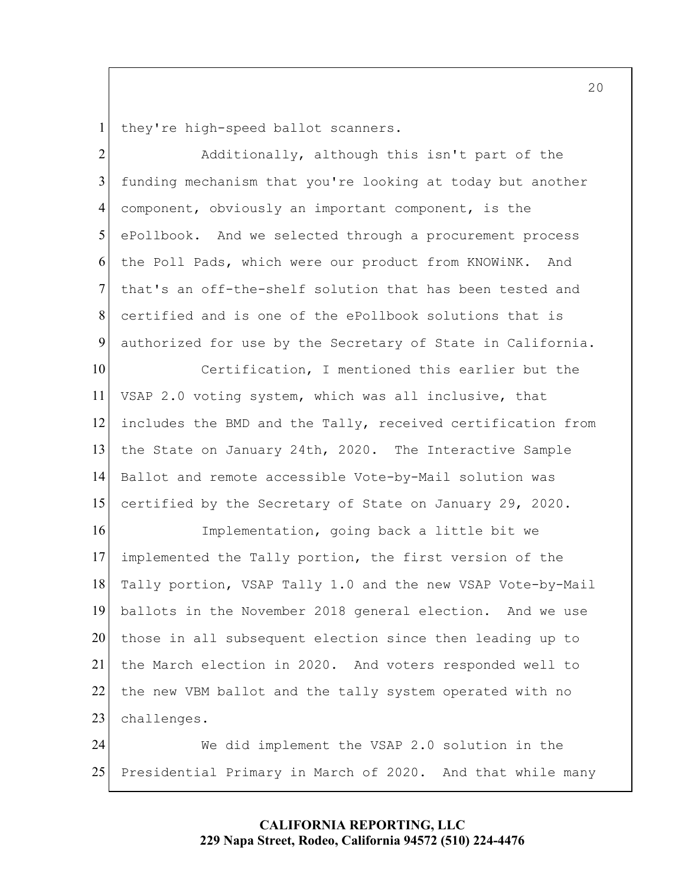they're high-speed ballot scanners.

Additionally, although this isn't part of the funding mechanism that you're looking at today but another component, obviously an important component, is the ePollbook. And we selected through a procurement process the Poll Pads, which were our product from KNOWiNK. And that's an off-the-shelf solution that has been tested and certified and is one of the ePollbook solutions that is authorized for use by the Secretary of State in California.

Certification, I mentioned this earlier but the VSAP 2.0 voting system, which was all inclusive, that includes the BMD and the Tally, received certification from the State on January 24th, 2020. The Interactive Sample Ballot and remote accessible Vote-by-Mail solution was certified by the Secretary of State on January 29, 2020.

Implementation, going back a little bit we implemented the Tally portion, the first version of the Tally portion, VSAP Tally 1.0 and the new VSAP Vote-by-Mail ballots in the November 2018 general election. And we use those in all subsequent election since then leading up to the March election in 2020. And voters responded well to the new VBM ballot and the tally system operated with no challenges.

We did implement the VSAP 2.0 solution in the Presidential Primary in March of 2020. And that while many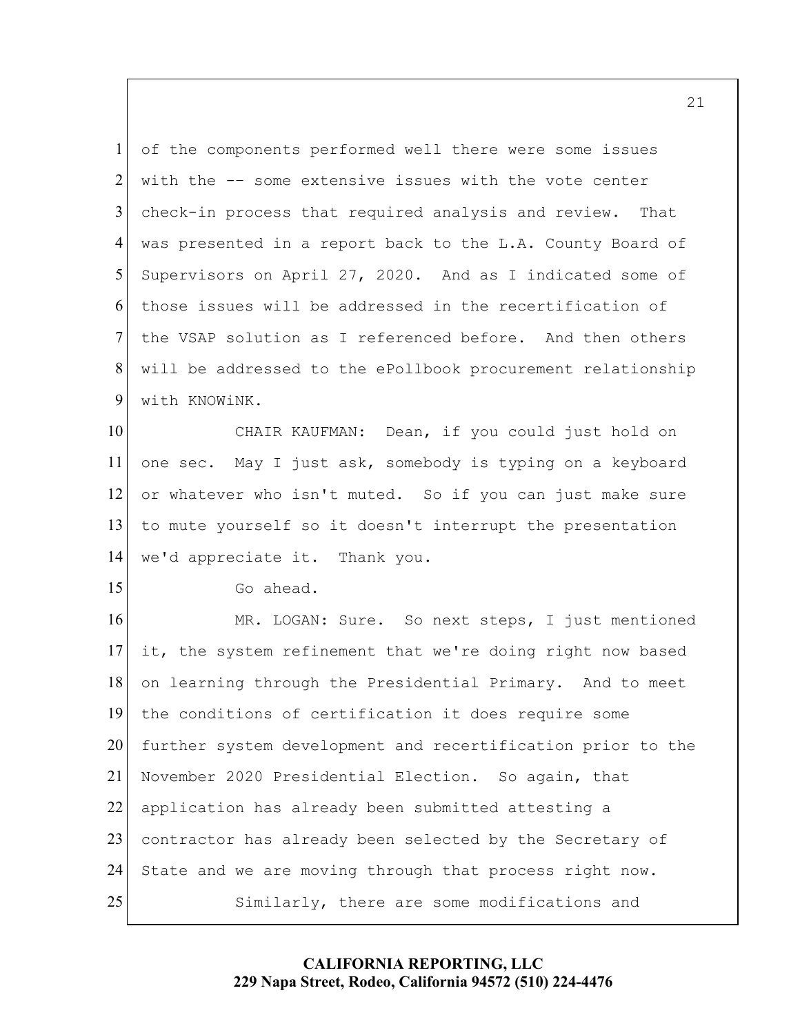of the components performed well there were some issues with the -- some extensive issues with the vote center check-in process that required analysis and review. That was presented in a report back to the L.A. County Board of Supervisors on April 27, 2020. And as I indicated some of those issues will be addressed in the recertification of the VSAP solution as I referenced before. And then others will be addressed to the ePollbook procurement relationship with KNOWiNK.

CHAIR KAUFMAN: Dean, if you could just hold on one sec. May I just ask, somebody is typing on a keyboard or whatever who isn't muted. So if you can just make sure to mute yourself so it doesn't interrupt the presentation we'd appreciate it. Thank you.

Go ahead.

MR. LOGAN: Sure. So next steps, I just mentioned it, the system refinement that we're doing right now based on learning through the Presidential Primary. And to meet the conditions of certification it does require some further system development and recertification prior to the November 2020 Presidential Election. So again, that application has already been submitted attesting a contractor has already been selected by the Secretary of State and we are moving through that process right now.

Similarly, there are some modifications and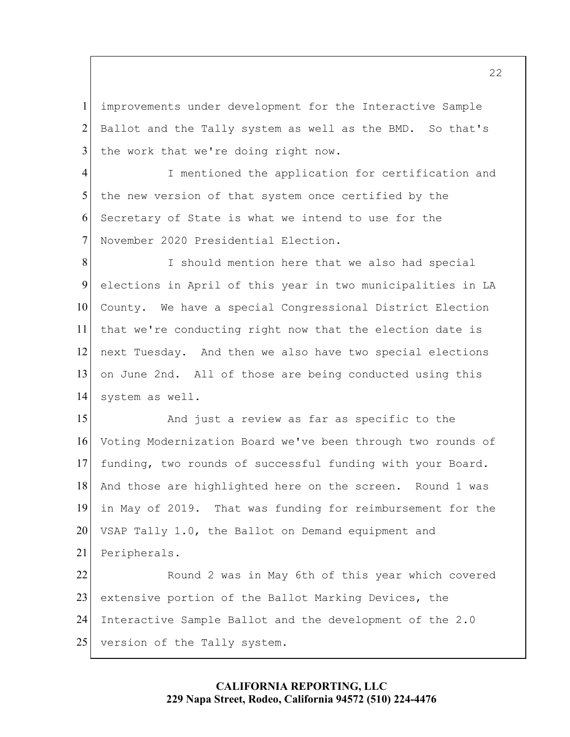improvements under development for the Interactive Sample Ballot and the Tally system as well as the BMD. So that's the work that we're doing right now.

I mentioned the application for certification and the new version of that system once certified by the Secretary of State is what we intend to use for the November 2020 Presidential Election.

I should mention here that we also had special elections in April of this year in two municipalities in LA County. We have a special Congressional District Election that we're conducting right now that the election date is next Tuesday. And then we also have two special elections on June 2nd. All of those are being conducted using this system as well.

And just a review as far as specific to the Voting Modernization Board we've been through two rounds of funding, two rounds of successful funding with your Board. And those are highlighted here on the screen. Round 1 was in May of 2019. That was funding for reimbursement for the VSAP Tally 1.0, the Ballot on Demand equipment and Peripherals.

Round 2 was in May 6th of this year which covered extensive portion of the Ballot Marking Devices, the Interactive Sample Ballot and the development of the 2.0 version of the Tally system.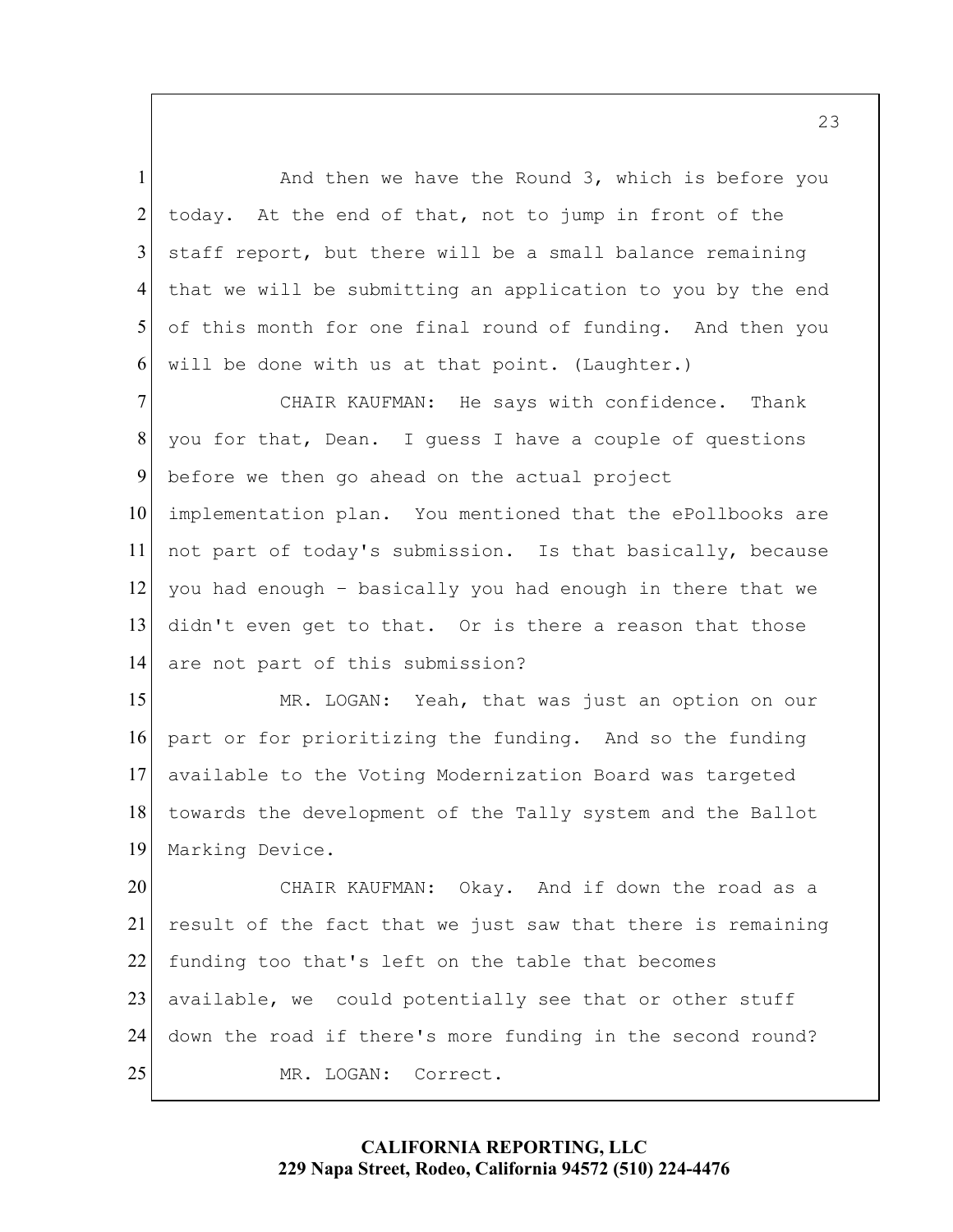And then we have the Round 3, which is before you today. At the end of that, not to jump in front of the staff report, but there will be a small balance remaining that we will be submitting an application to you by the end of this month for one final round of funding. And then you will be done with us at that point. (Laughter.)

CHAIR KAUFMAN: He says with confidence. Thank you for that, Dean. I guess I have a couple of questions before we then go ahead on the actual project implementation plan. You mentioned that the ePollbooks are not part of today's submission. Is that basically, because you had enough - basically you had enough in there that we didn't even get to that. Or is there a reason that those are not part of this submission?

MR. LOGAN: Yeah, that was just an option on our part or for prioritizing the funding. And so the funding available to the Voting Modernization Board was targeted towards the development of the Tally system and the Ballot Marking Device.

CHAIR KAUFMAN: Okay. And if down the road as a result of the fact that we just saw that there is remaining funding too that's left on the table that becomes available, we could potentially see that or other stuff down the road if there's more funding in the second round?

MR. LOGAN: Correct.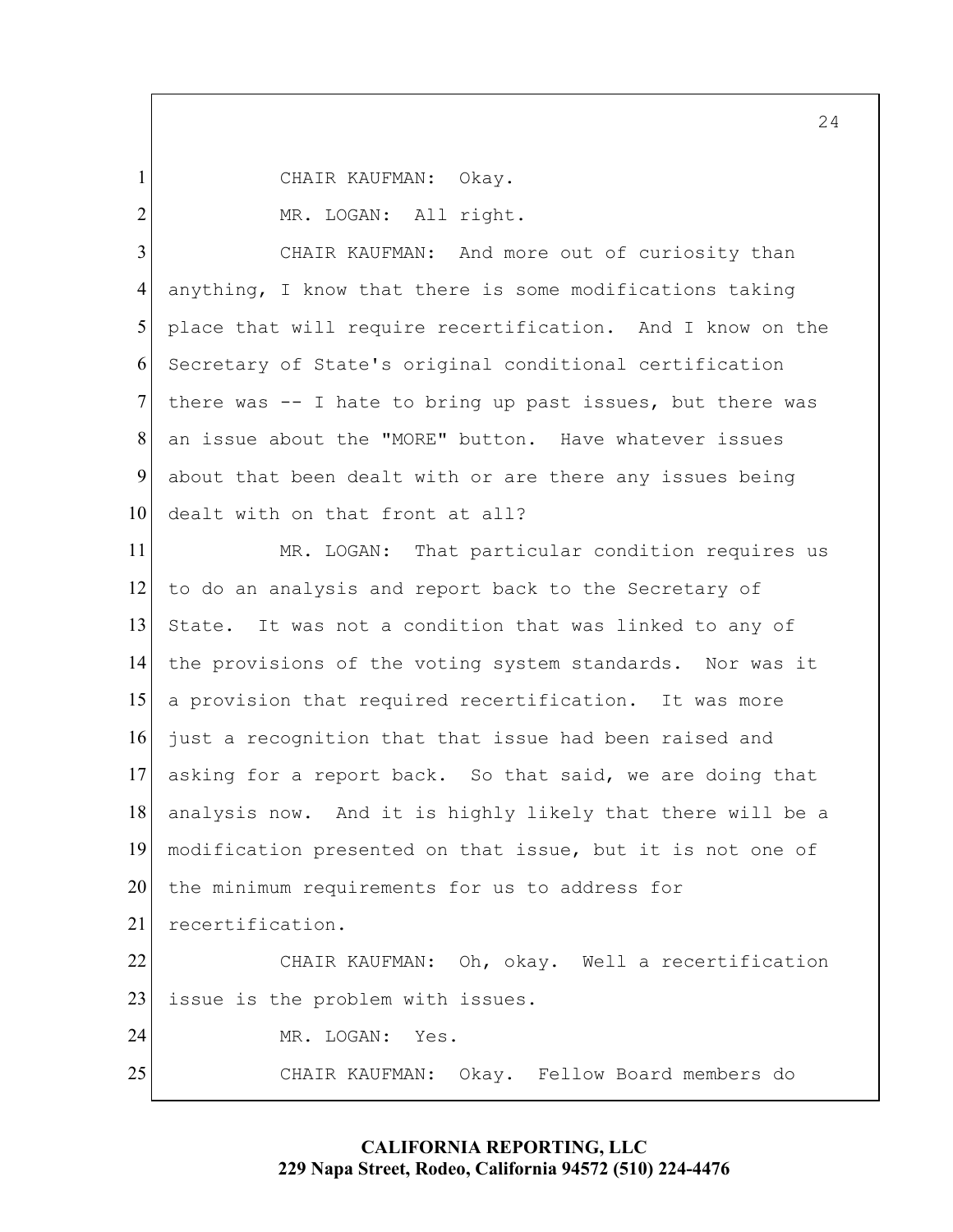CHAIR KAUFMAN: Okay.

MR. LOGAN: All right.

CHAIR KAUFMAN: And more out of curiosity than anything, I know that there is some modifications taking place that will require recertification. And I know on the Secretary of State's original conditional certification there was -- I hate to bring up past issues, but there was an issue about the "MORE" button. Have whatever issues about that been dealt with or are there any issues being dealt with on that front at all?

MR. LOGAN: That particular condition requires us to do an analysis and report back to the Secretary of State. It was not a condition that was linked to any of the provisions of the voting system standards. Nor was it a provision that required recertification. It was more just a recognition that that issue had been raised and asking for a report back. So that said, we are doing that analysis now. And it is highly likely that there will be a modification presented on that issue, but it is not one of the minimum requirements for us to address for recertification.

CHAIR KAUFMAN: Oh, okay. Well a recertification issue is the problem with issues.

MR. LOGAN: Yes.

CHAIR KAUFMAN: Okay. Fellow Board members do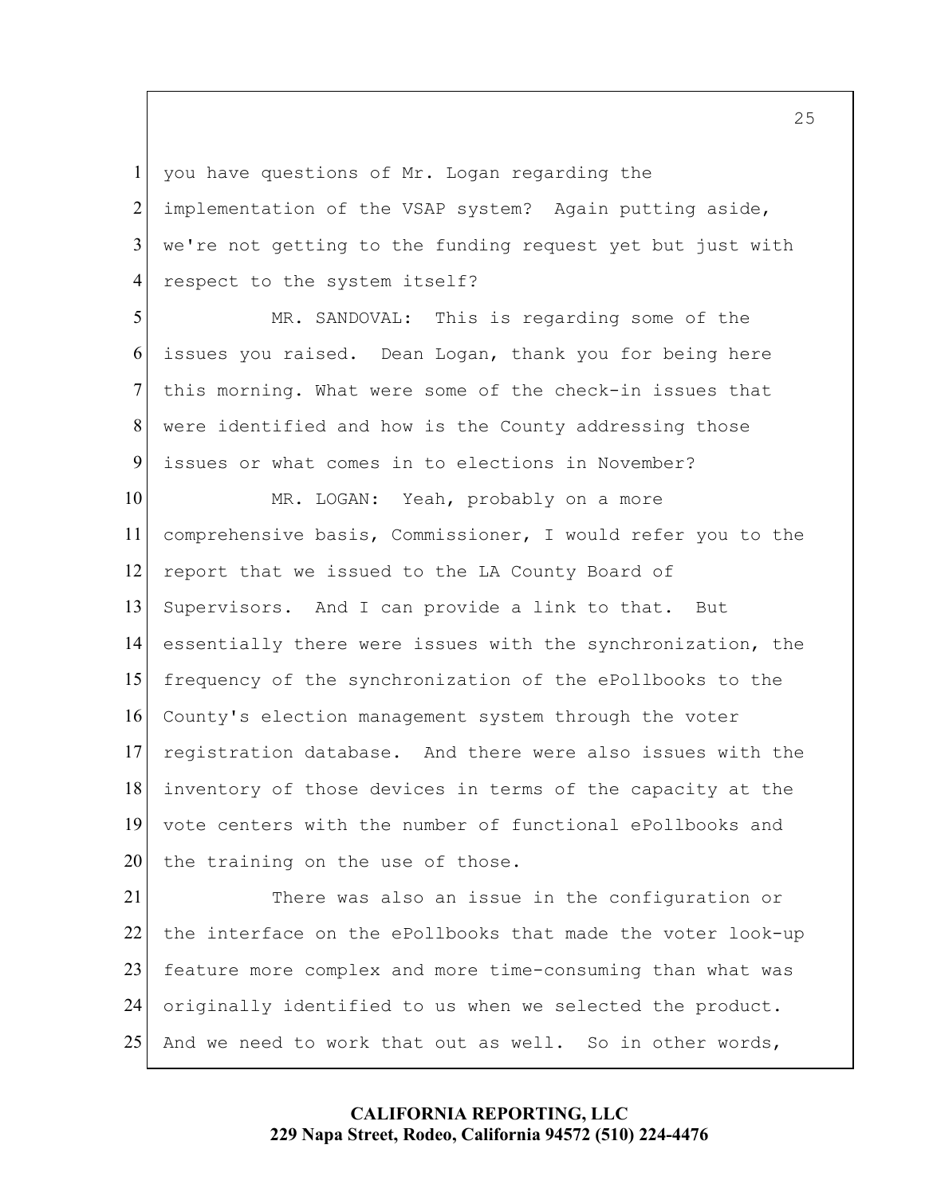you have questions of Mr. Logan regarding the implementation of the VSAP system? Again putting aside, we're not getting to the funding request yet but just with respect to the system itself?

MR. SANDOVAL: This is regarding some of the issues you raised. Dean Logan, thank you for being here this morning. What were some of the check-in issues that were identified and how is the County addressing those issues or what comes in to elections in November?

MR. LOGAN: Yeah, probably on a more comprehensive basis, Commissioner, I would refer you to the report that we issued to the LA County Board of Supervisors. And I can provide a link to that. But essentially there were issues with the synchronization, the frequency of the synchronization of the ePollbooks to the County's election management system through the voter registration database. And there were also issues with the inventory of those devices in terms of the capacity at the vote centers with the number of functional ePollbooks and the training on the use of those.

There was also an issue in the configuration or the interface on the ePollbooks that made the voter look-up feature more complex and more time-consuming than what was originally identified to us when we selected the product. And we need to work that out as well. So in other words,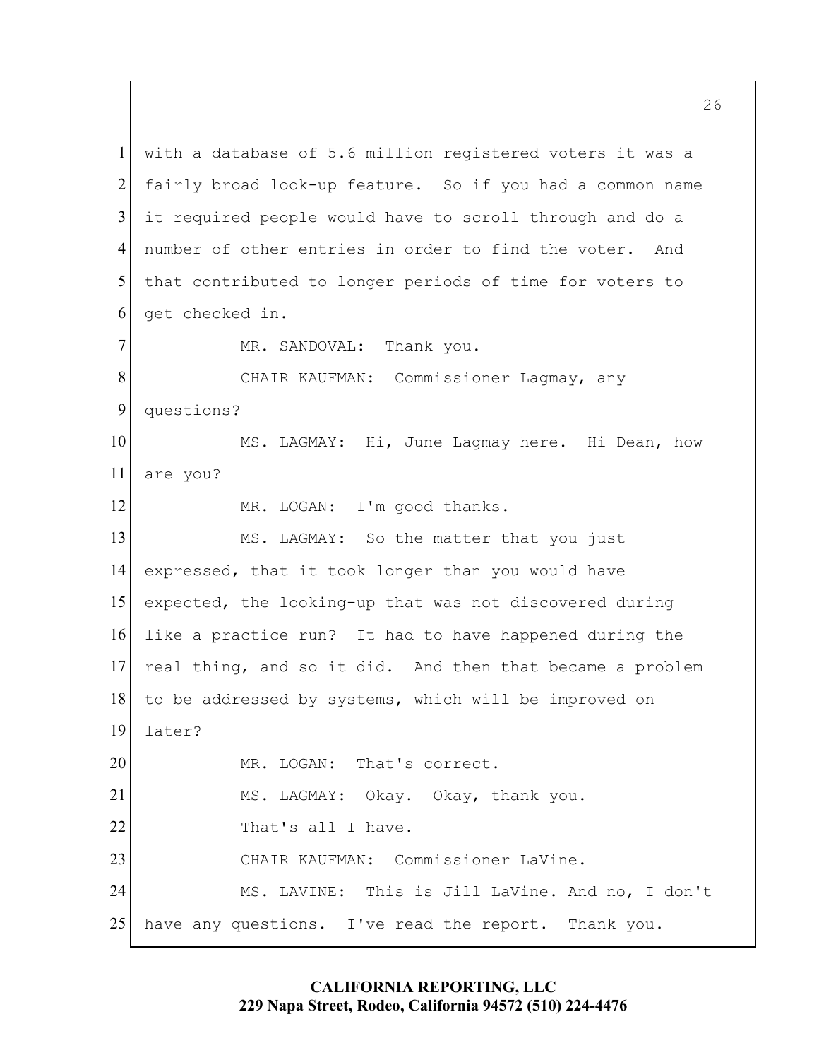with a database of 5.6 million registered voters it was a fairly broad look-up feature. So if you had a common name it required people would have to scroll through and do a number of other entries in order to find the voter. And that contributed to longer periods of time for voters to get checked in.

MR. SANDOVAL: Thank you.

CHAIR KAUFMAN: Commissioner Lagmay, any questions?

MS. LAGMAY: Hi, June Lagmay here. Hi Dean, how are you?

MR. LOGAN: I'm good thanks.

MS. LAGMAY: So the matter that you just expressed, that it took longer than you would have expected, the looking-up that was not discovered during like a practice run? It had to have happened during the real thing, and so it did. And then that became a problem to be addressed by systems, which will be improved on later?

MR. LOGAN: That's correct.

MS. LAGMAY: Okay. Okay, thank you. That's all I have.

CHAIR KAUFMAN: Commissioner LaVine.

MS. LAVINE: This is Jill LaVine. And no, I don't have any questions. I've read the report. Thank you.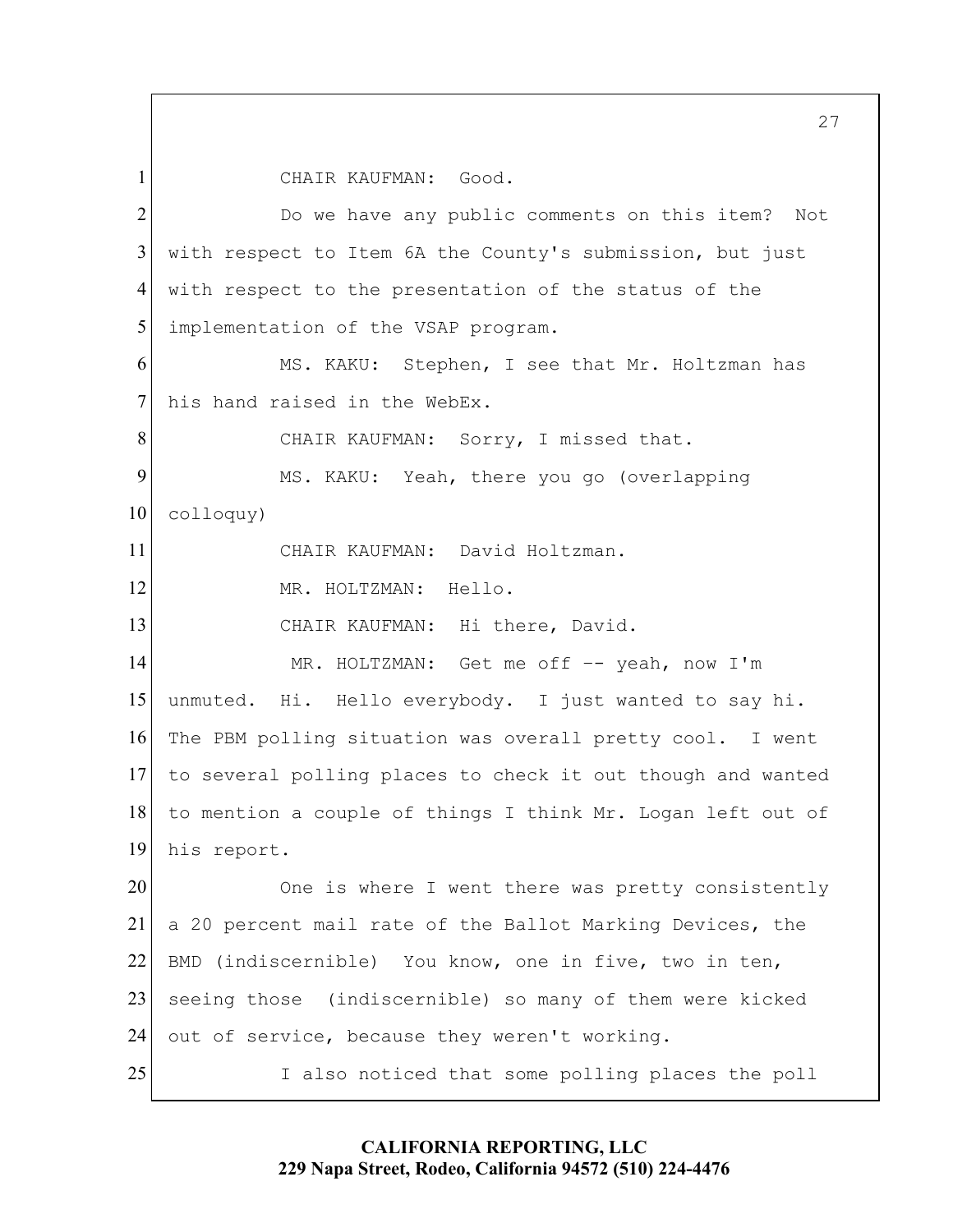CHAIR KAUFMAN: Good.

Do we have any public comments on this item? Not with respect to Item 6A the County's submission, but just with respect to the presentation of the status of the implementation of the VSAP program.

MS. KAKU: Stephen, I see that Mr. Holtzman has his hand raised in the WebEx.

CHAIR KAUFMAN: Sorry, I missed that.

MS. KAKU: Yeah, there you go (overlapping colloquy)

CHAIR KAUFMAN: David Holtzman.

MR. HOLTZMAN: Hello.

CHAIR KAUFMAN: Hi there, David.

MR. HOLTZMAN: Get me off -- yeah, now I'm unmuted. Hi. Hello everybody. I just wanted to say hi. The PBM polling situation was overall pretty cool. I went to several polling places to check it out though and wanted to mention a couple of things I think Mr. Logan left out of his report.

One is where I went there was pretty consistently a 20 percent mail rate of the Ballot Marking Devices, the BMD (indiscernible) You know, one in five, two in ten, seeing those (indiscernible) so many of them were kicked out of service, because they weren't working.

I also noticed that some polling places the poll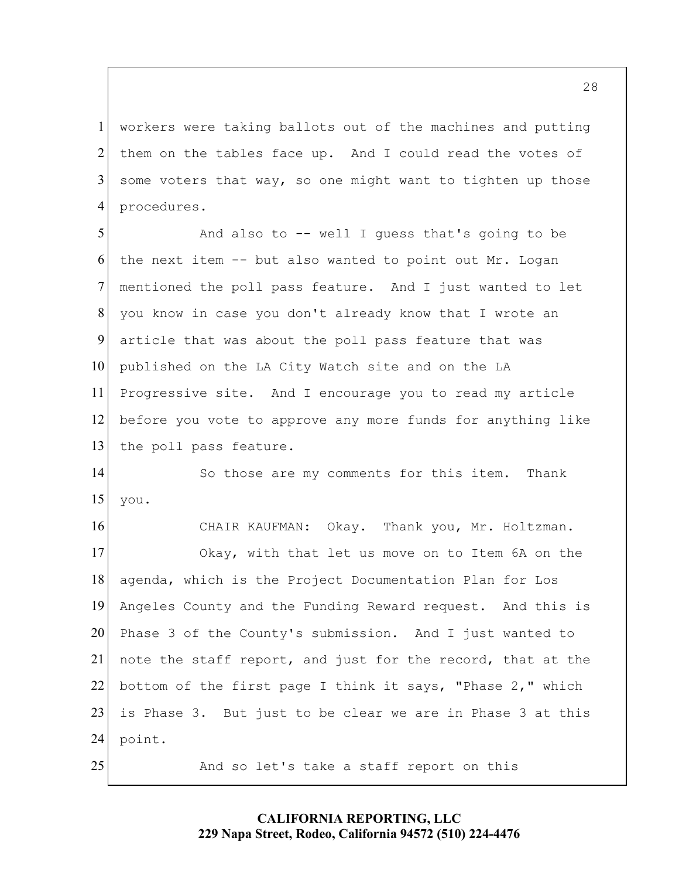workers were taking ballots out of the machines and putting them on the tables face up. And I could read the votes of some voters that way, so one might want to tighten up those procedures.

And also to -- well I guess that's going to be the next item -- but also wanted to point out Mr. Logan mentioned the poll pass feature. And I just wanted to let you know in case you don't already know that I wrote an article that was about the poll pass feature that was published on the LA City Watch site and on the LA Progressive site. And I encourage you to read my article before you vote to approve any more funds for anything like the poll pass feature.

So those are my comments for this item. Thank you.

CHAIR KAUFMAN: Okay. Thank you, Mr. Holtzman.

Okay, with that let us move on to Item 6A on the agenda, which is the Project Documentation Plan for Los Angeles County and the Funding Reward request. And this is Phase 3 of the County's submission. And I just wanted to note the staff report, and just for the record, that at the bottom of the first page I think it says, "Phase 2," which is Phase 3. But just to be clear we are in Phase 3 at this point.

And so let's take a staff report on this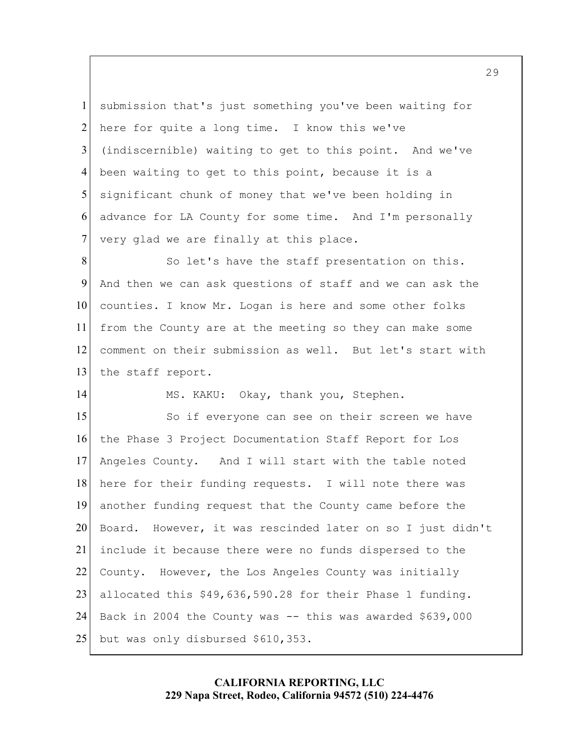submission that's just something you've been waiting for here for quite a long time. I know this we've (indiscernible) waiting to get to this point. And we've been waiting to get to this point, because it is a significant chunk of money that we've been holding in advance for LA County for some time. And I'm personally very glad we are finally at this place.

So let's have the staff presentation on this. And then we can ask questions of staff and we can ask the counties. I know Mr. Logan is here and some other folks from the County are at the meeting so they can make some comment on their submission as well. But let's start with the staff report.

MS. KAKU: Okay, thank you, Stephen.

So if everyone can see on their screen we have the Phase 3 Project Documentation Staff Report for Los Angeles County. And I will start with the table noted here for their funding requests. I will note there was another funding request that the County came before the Board. However, it was rescinded later on so I just didn't include it because there were no funds dispersed to the County. However, the Los Angeles County was initially allocated this $49,636,590.28 for their Phase 1 funding. Back in 2004 the County was -- this was awarded $639,000 but was only disbursed $610,353.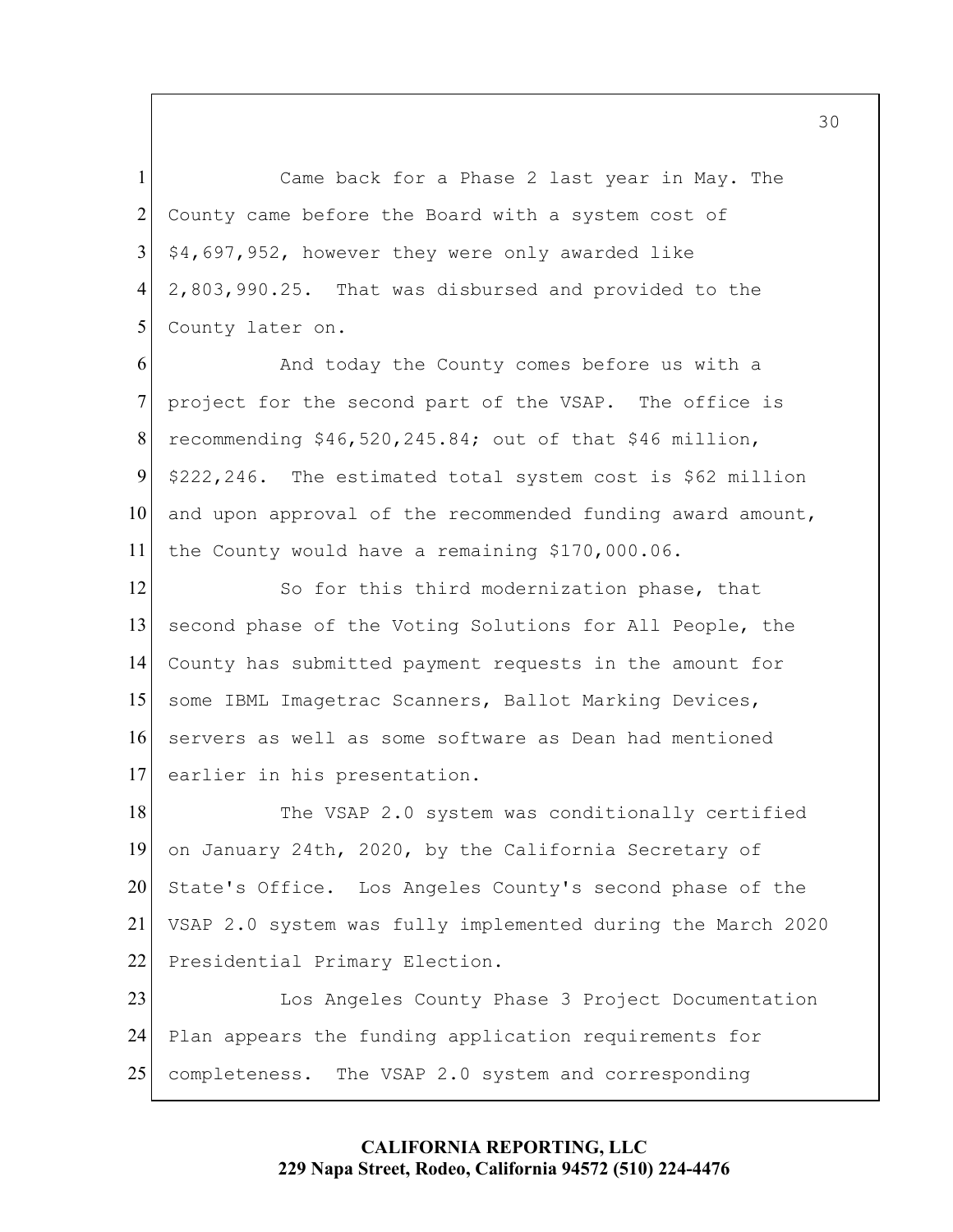Came back for a Phase 2 last year in May. The County came before the Board with a system cost of $4,697,952, however they were only awarded like 2,803,990.25. That was disbursed and provided to the County later on.

And today the County comes before us with a project for the second part of the VSAP. The office is recommending $46,520,245.84; out of that $46 million, $222,246. The estimated total system cost is $62 million and upon approval of the recommended funding award amount, the County would have a remaining $170,000.06.

So for this third modernization phase, that second phase of the Voting Solutions for All People, the County has submitted payment requests in the amount for some IBML Imagetrac Scanners, Ballot Marking Devices, servers as well as some software as Dean had mentioned earlier in his presentation.

The VSAP 2.0 system was conditionally certified on January 24th, 2020, by the California Secretary of State's Office. Los Angeles County's second phase of the VSAP 2.0 system was fully implemented during the March 2020 Presidential Primary Election.

Los Angeles County Phase 3 Project Documentation Plan appears the funding application requirements for completeness. The VSAP 2.0 system and corresponding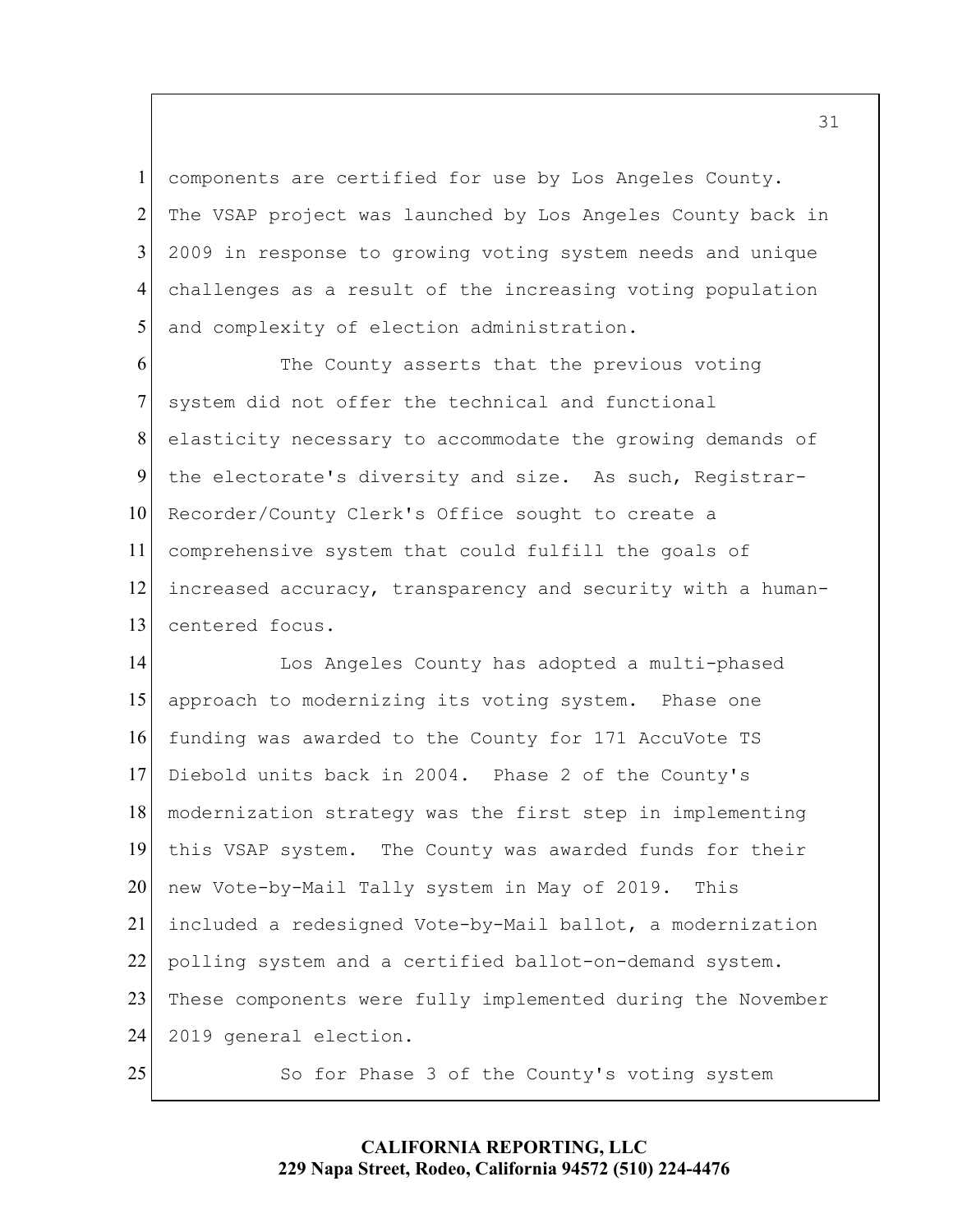components are certified for use by Los Angeles County. The VSAP project was launched by Los Angeles County back in 2009 in response to growing voting system needs and unique challenges as a result of the increasing voting population and complexity of election administration.

The County asserts that the previous voting system did not offer the technical and functional elasticity necessary to accommodate the growing demands of the electorate's diversity and size. As such, Registrar-Recorder/County Clerk's Office sought to create a comprehensive system that could fulfill the goals of increased accuracy, transparency and security with a human-centered focus.

Los Angeles County has adopted a multi-phased approach to modernizing its voting system. Phase one funding was awarded to the County for 171 AccuVote TS Diebold units back in 2004. Phase 2 of the County's modernization strategy was the first step in implementing this VSAP system. The County was awarded funds for their new Vote-by-Mail Tally system in May of 2019. This included a redesigned Vote-by-Mail ballot, a modernization polling system and a certified ballot-on-demand system. These components were fully implemented during the November 2019 general election.

So for Phase 3 of the County's voting system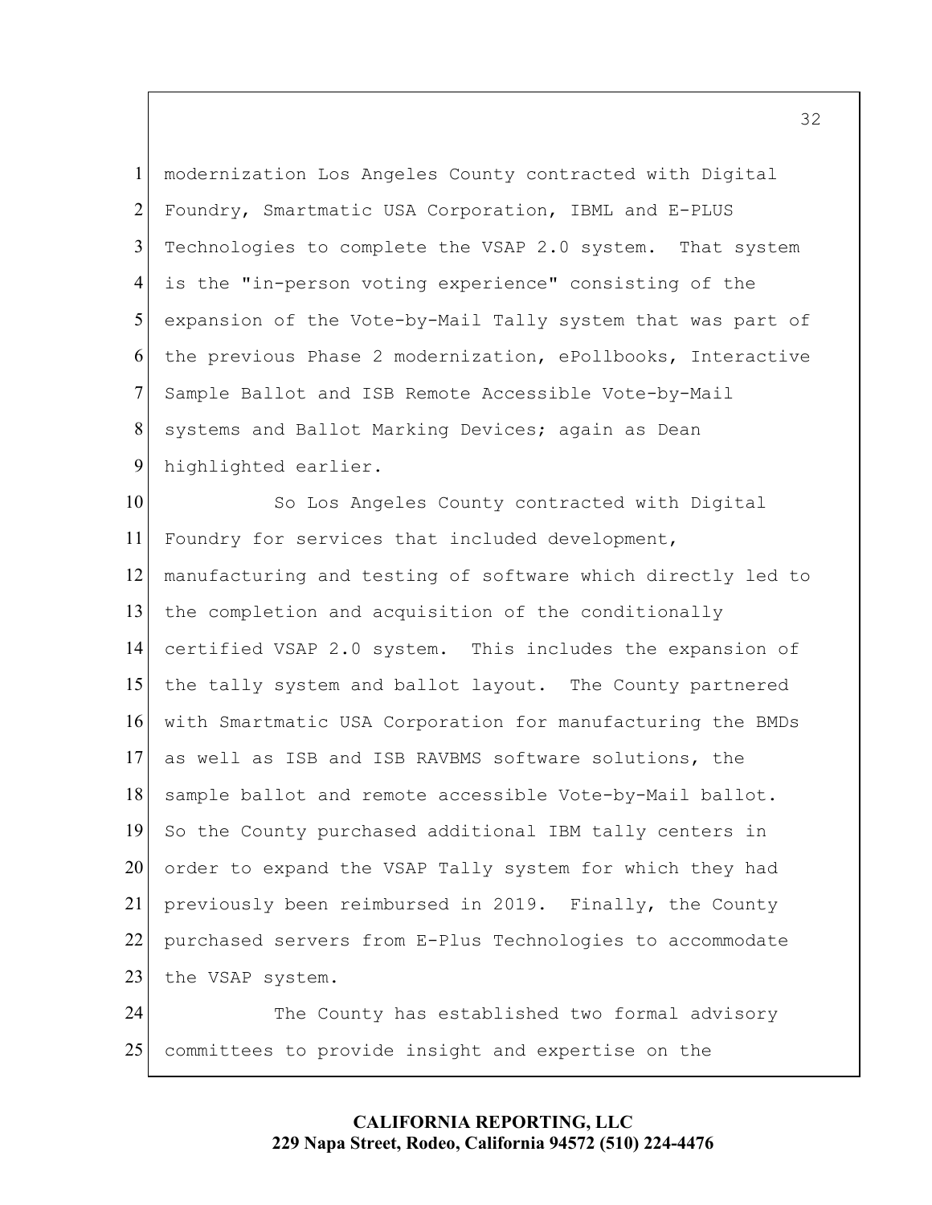modernization Los Angeles County contracted with Digital Foundry, Smartmatic USA Corporation, IBML and E-PLUS Technologies to complete the VSAP 2.0 system. That system is the "in-person voting experience" consisting of the expansion of the Vote-by-Mail Tally system that was part of the previous Phase 2 modernization, ePollbooks, Interactive Sample Ballot and ISB Remote Accessible Vote-by-Mail systems and Ballot Marking Devices; again as Dean highlighted earlier.

So Los Angeles County contracted with Digital Foundry for services that included development, manufacturing and testing of software which directly led to the completion and acquisition of the conditionally certified VSAP 2.0 system. This includes the expansion of the tally system and ballot layout. The County partnered with Smartmatic USA Corporation for manufacturing the BMDs as well as ISB and ISB RAVBMS software solutions, the sample ballot and remote accessible Vote-by-Mail ballot. So the County purchased additional IBM tally centers in order to expand the VSAP Tally system for which they had previously been reimbursed in 2019. Finally, the County purchased servers from E-Plus Technologies to accommodate the VSAP system.

The County has established two formal advisory committees to provide insight and expertise on the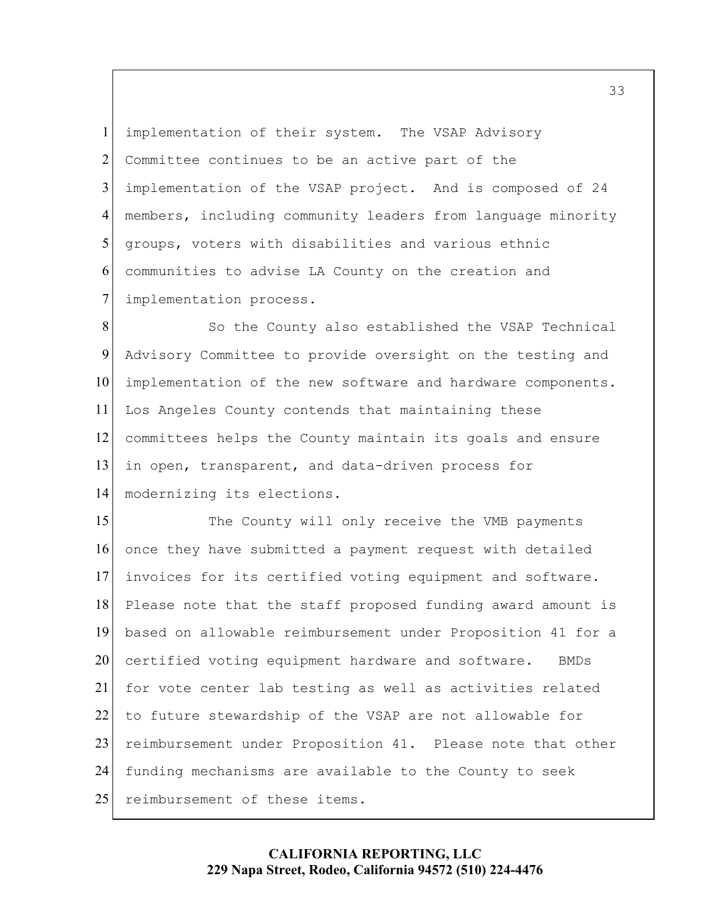implementation of their system. The VSAP Advisory Committee continues to be an active part of the implementation of the VSAP project. And is composed of 24 members, including community leaders from language minority groups, voters with disabilities and various ethnic communities to advise LA County on the creation and implementation process.

So the County also established the VSAP Technical Advisory Committee to provide oversight on the testing and implementation of the new software and hardware components. Los Angeles County contends that maintaining these committees helps the County maintain its goals and ensure in open, transparent, and data-driven process for modernizing its elections.

The County will only receive the VMB payments once they have submitted a payment request with detailed invoices for its certified voting equipment and software. Please note that the staff proposed funding award amount is based on allowable reimbursement under Proposition 41 for a certified voting equipment hardware and software. BMDs for vote center lab testing as well as activities related to future stewardship of the VSAP are not allowable for reimbursement under Proposition 41. Please note that other funding mechanisms are available to the County to seek reimbursement of these items.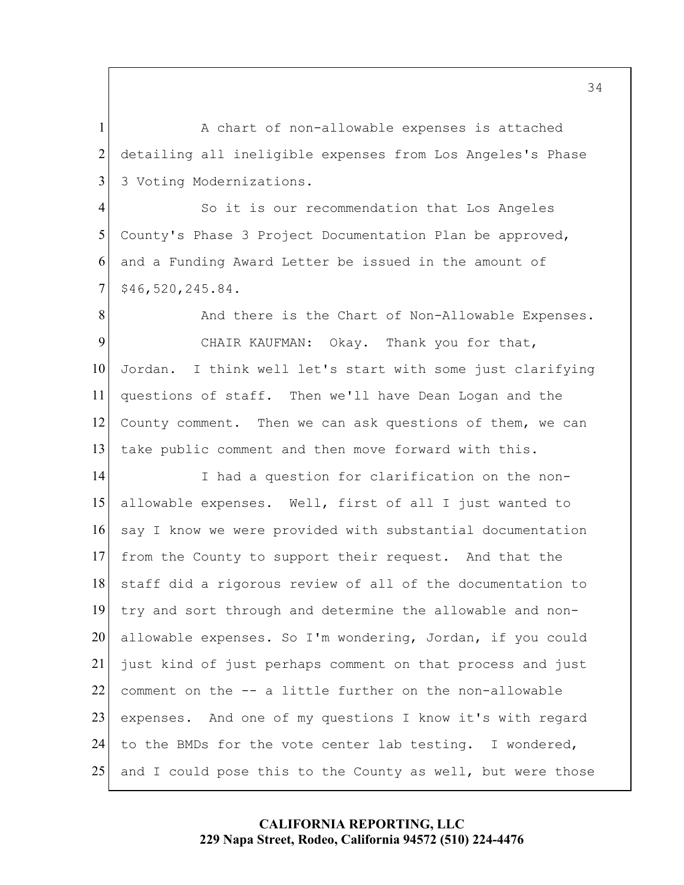A chart of non-allowable expenses is attached detailing all ineligible expenses from Los Angeles's Phase 3 Voting Modernizations.

So it is our recommendation that Los Angeles County's Phase 3 Project Documentation Plan be approved, and a Funding Award Letter be issued in the amount of $46,520,245.84.

And there is the Chart of Non-Allowable Expenses.

CHAIR KAUFMAN: Okay. Thank you for that, Jordan. I think well let's start with some just clarifying questions of staff. Then we'll have Dean Logan and the County comment. Then we can ask questions of them, we can take public comment and then move forward with this.

I had a question for clarification on the non-allowable expenses. Well, first of all I just wanted to say I know we were provided with substantial documentation from the County to support their request. And that the staff did a rigorous review of all of the documentation to try and sort through and determine the allowable and non-allowable expenses. So I'm wondering, Jordan, if you could just kind of just perhaps comment on that process and just comment on the -- a little further on the non-allowable expenses. And one of my questions I know it's with regard to the BMDs for the vote center lab testing. I wondered, and I could pose this to the County as well, but were those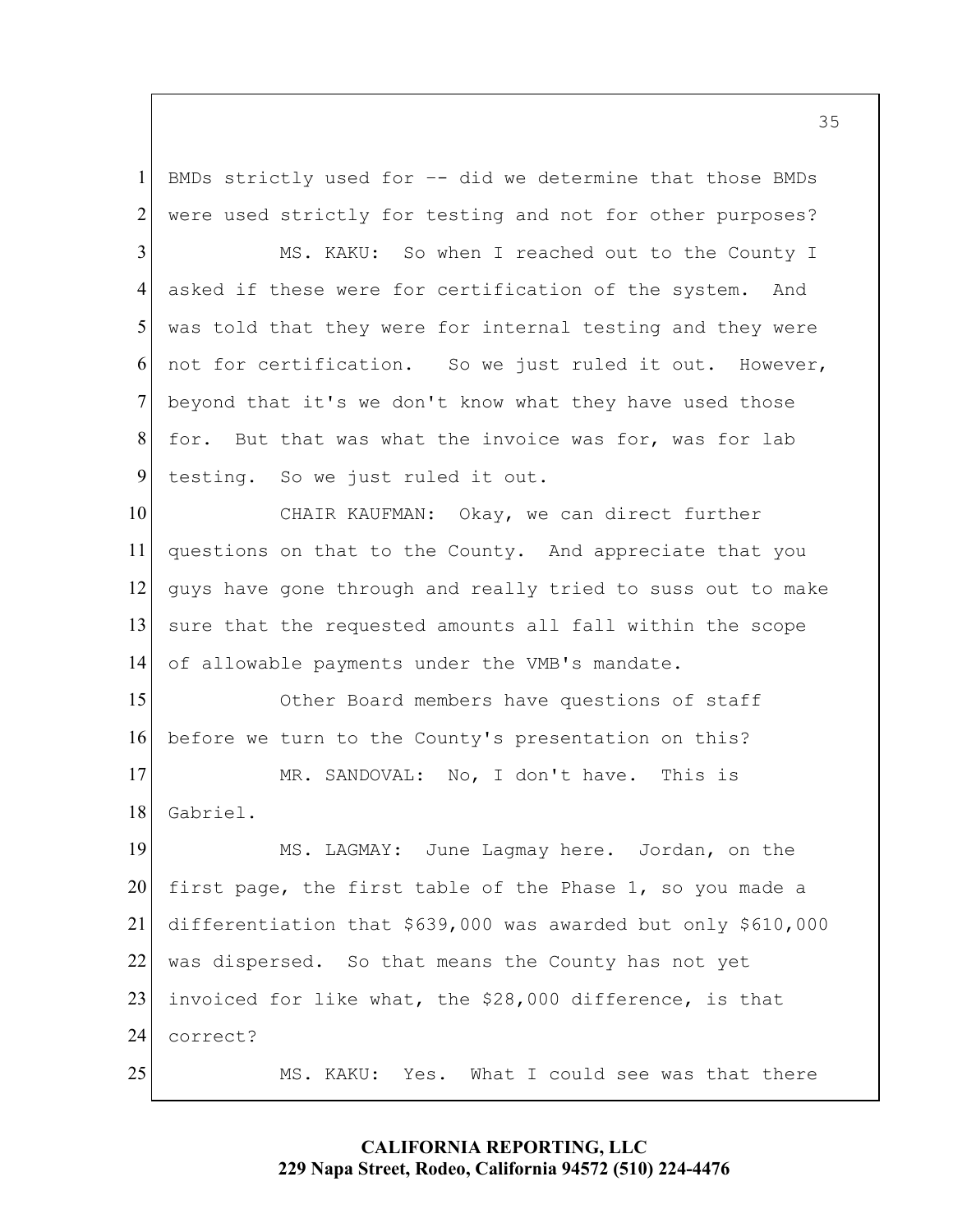BMDs strictly used for -- did we determine that those BMDs were used strictly for testing and not for other purposes?

MS. KAKU: So when I reached out to the County I asked if these were for certification of the system. And was told that they were for internal testing and they were not for certification. So we just ruled it out. However, beyond that it's we don't know what they have used those for. But that was what the invoice was for, was for lab testing. So we just ruled it out.

CHAIR KAUFMAN: Okay, we can direct further questions on that to the County. And appreciate that you guys have gone through and really tried to suss out to make sure that the requested amounts all fall within the scope of allowable payments under the VMB's mandate.

Other Board members have questions of staff before we turn to the County's presentation on this?

MR. SANDOVAL: No, I don't have. This is Gabriel.

MS. LAGMAY: June Lagmay here. Jordan, on the first page, the first table of the Phase 1, so you made a differentiation that $639,000 was awarded but only $610,000 was dispersed. So that means the County has not yet invoiced for like what, the $28,000 difference, is that correct?

MS. KAKU: Yes. What I could see was that there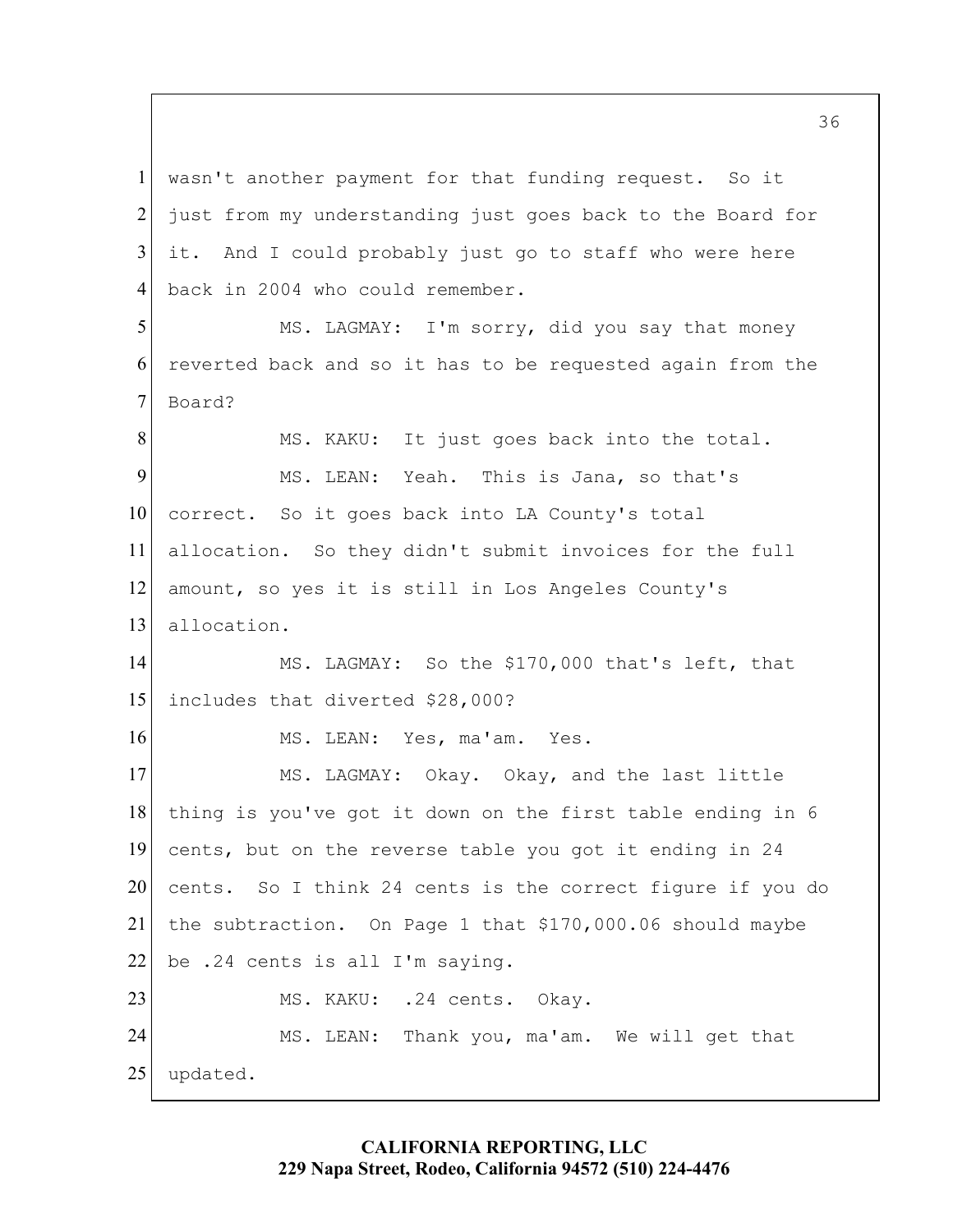wasn't another payment for that funding request. So it just from my understanding just goes back to the Board for it. And I could probably just go to staff who were here back in 2004 who could remember.

MS. LAGMAY: I'm sorry, did you say that money reverted back and so it has to be requested again from the Board?

MS. KAKU: It just goes back into the total.

MS. LEAN: Yeah. This is Jana, so that's correct. So it goes back into LA County's total allocation. So they didn't submit invoices for the full amount, so yes it is still in Los Angeles County's allocation.

MS. LAGMAY: So the $170,000 that's left, that includes that diverted $28,000?

MS. LEAN: Yes, ma'am. Yes.

MS. LAGMAY: Okay. Okay, and the last little thing is you've got it down on the first table ending in 6 cents, but on the reverse table you got it ending in 24 cents. So I think 24 cents is the correct figure if you do the subtraction. On Page 1 that $170,000.06 should maybe be .24 cents is all I'm saying.

MS. KAKU: .24 cents. Okay.

MS. LEAN: Thank you, ma'am. We will get that updated.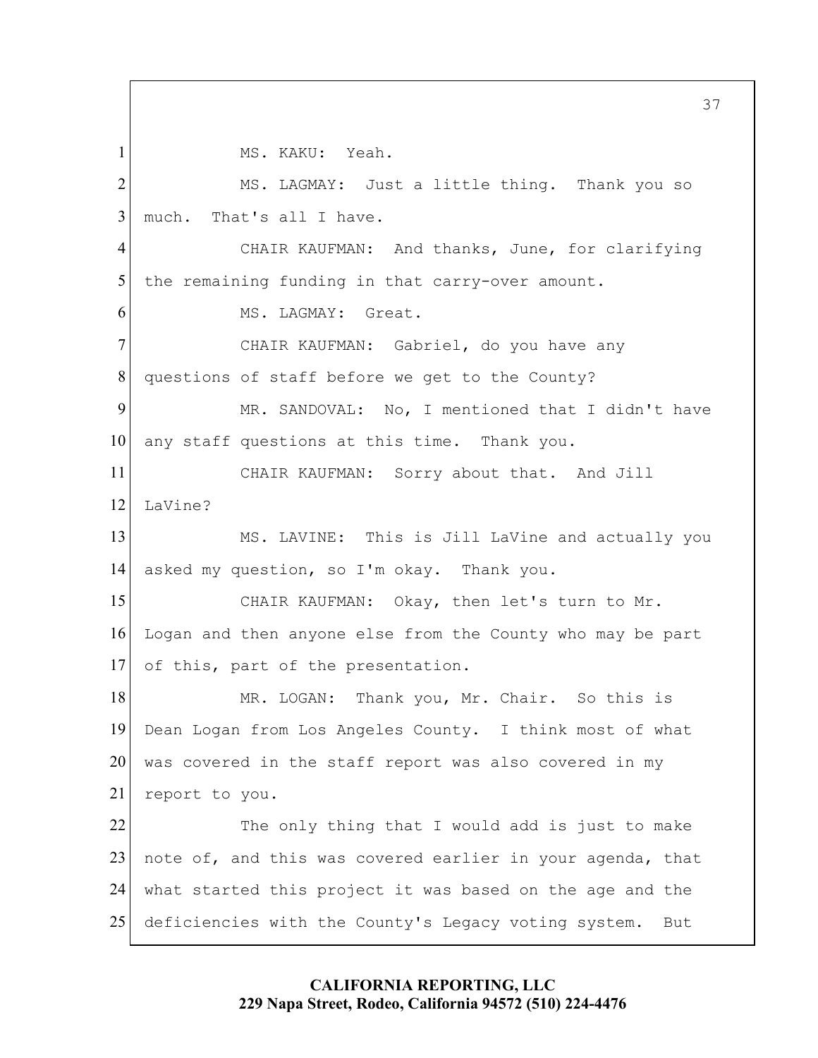MS. KAKU: Yeah.

MS. LAGMAY: Just a little thing. Thank you so much. That's all I have.

CHAIR KAUFMAN: And thanks, June, for clarifying the remaining funding in that carry-over amount.

MS. LAGMAY: Great.

CHAIR KAUFMAN: Gabriel, do you have any questions of staff before we get to the County?

MR. SANDOVAL: No, I mentioned that I didn't have any staff questions at this time. Thank you.

CHAIR KAUFMAN: Sorry about that. And Jill LaVine?

MS. LAVINE: This is Jill LaVine and actually you asked my question, so I'm okay. Thank you.

CHAIR KAUFMAN: Okay, then let's turn to Mr. Logan and then anyone else from the County who may be part of this, part of the presentation.

MR. LOGAN: Thank you, Mr. Chair. So this is Dean Logan from Los Angeles County. I think most of what was covered in the staff report was also covered in my report to you.

The only thing that I would add is just to make note of, and this was covered earlier in your agenda, that what started this project it was based on the age and the deficiencies with the County's Legacy voting system. But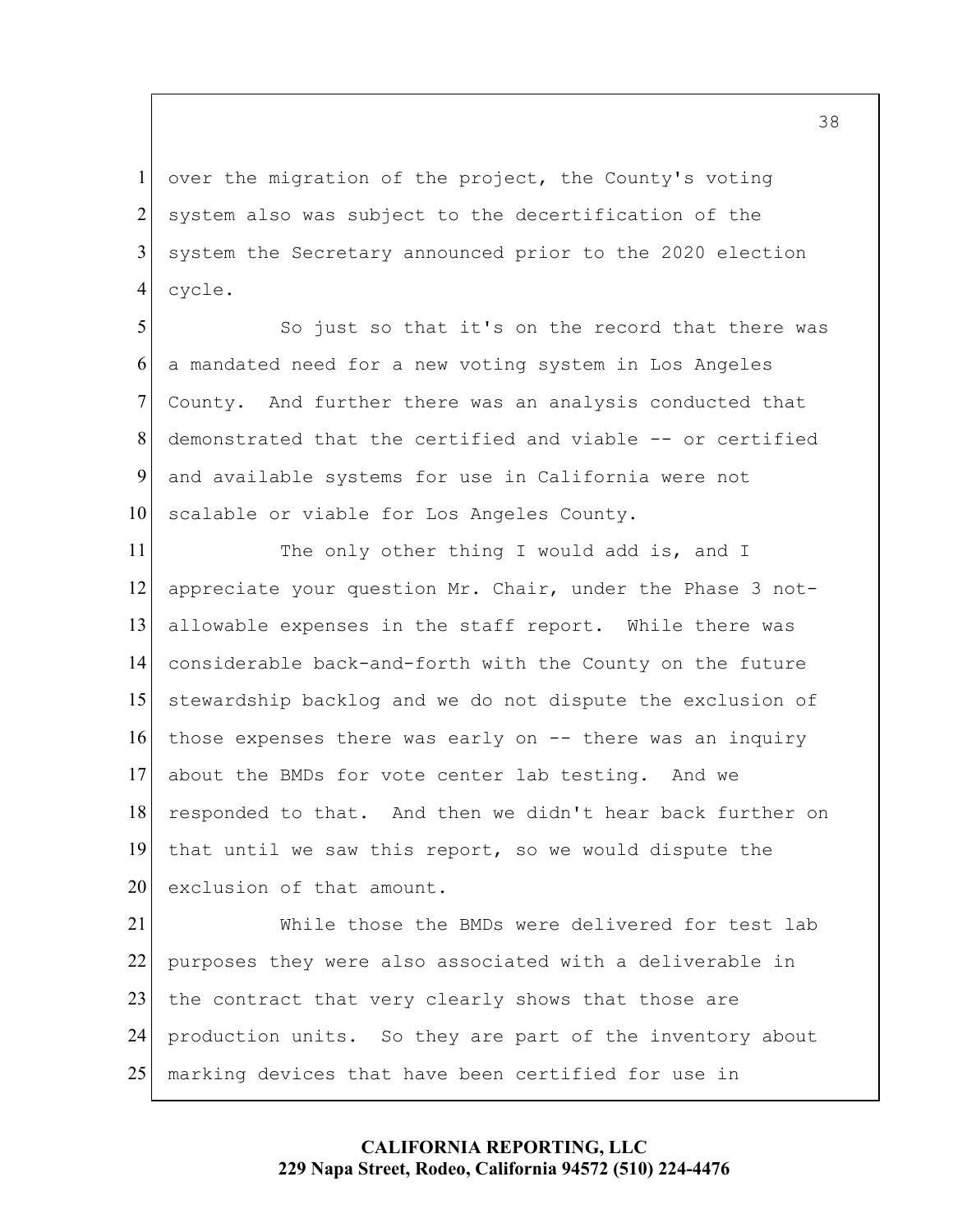over the migration of the project, the County's voting system also was subject to the decertification of the system the Secretary announced prior to the 2020 election cycle.

So just so that it's on the record that there was a mandated need for a new voting system in Los Angeles County. And further there was an analysis conducted that demonstrated that the certified and viable -- or certified and available systems for use in California were not scalable or viable for Los Angeles County.

The only other thing I would add is, and I appreciate your question Mr. Chair, under the Phase 3 not-allowable expenses in the staff report. While there was considerable back-and-forth with the County on the future stewardship backlog and we do not dispute the exclusion of those expenses there was early on -- there was an inquiry about the BMDs for vote center lab testing. And we responded to that. And then we didn't hear back further on that until we saw this report, so we would dispute the exclusion of that amount.

While those the BMDs were delivered for test lab purposes they were also associated with a deliverable in the contract that very clearly shows that those are production units. So they are part of the inventory about marking devices that have been certified for use in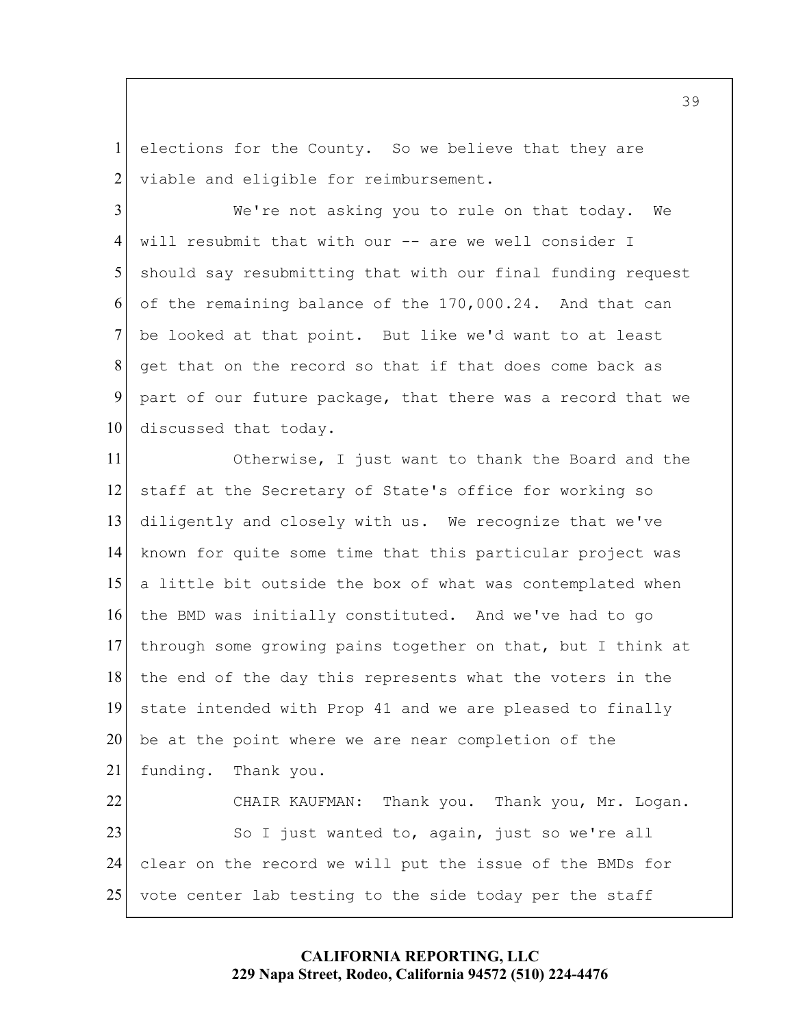elections for the County. So we believe that they are viable and eligible for reimbursement.

We're not asking you to rule on that today. We will resubmit that with our -- are we well consider I should say resubmitting that with our final funding request of the remaining balance of the 170,000.24. And that can be looked at that point. But like we'd want to at least get that on the record so that if that does come back as part of our future package, that there was a record that we discussed that today.

Otherwise, I just want to thank the Board and the staff at the Secretary of State's office for working so diligently and closely with us. We recognize that we've known for quite some time that this particular project was a little bit outside the box of what was contemplated when the BMD was initially constituted. And we've had to go through some growing pains together on that, but I think at the end of the day this represents what the voters in the state intended with Prop 41 and we are pleased to finally be at the point where we are near completion of the funding. Thank you.

CHAIR KAUFMAN: Thank you. Thank you, Mr. Logan.

So I just wanted to, again, just so we're all clear on the record we will put the issue of the BMDs for vote center lab testing to the side today per the staff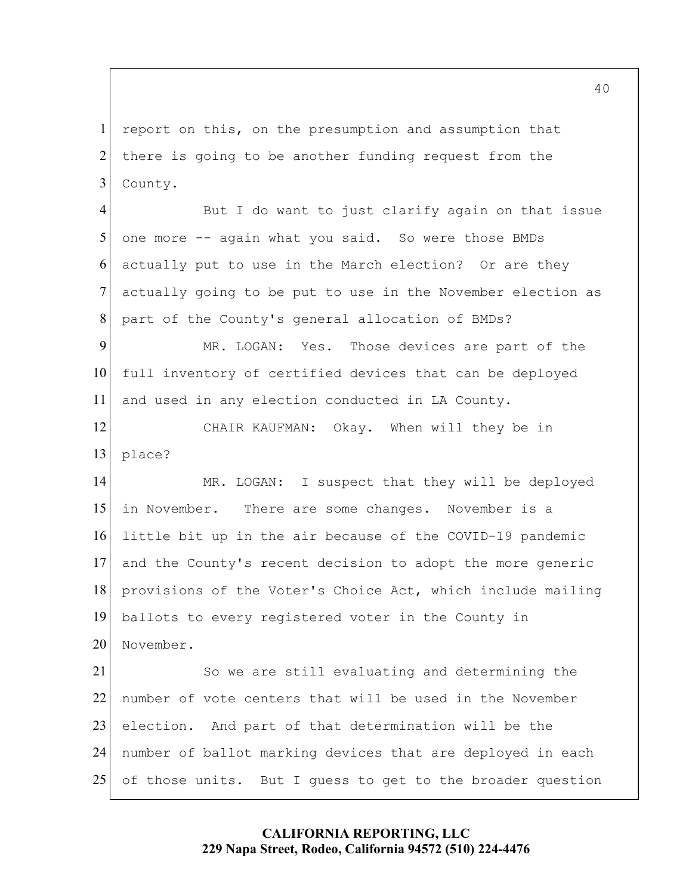report on this, on the presumption and assumption that there is going to be another funding request from the County.

But I do want to just clarify again on that issue one more -- again what you said. So were those BMDs actually put to use in the March election? Or are they actually going to be put to use in the November election as part of the County's general allocation of BMDs?

MR. LOGAN: Yes. Those devices are part of the full inventory of certified devices that can be deployed and used in any election conducted in LA County.

CHAIR KAUFMAN: Okay. When will they be in place?

MR. LOGAN: I suspect that they will be deployed in November. There are some changes. November is a little bit up in the air because of the COVID-19 pandemic and the County's recent decision to adopt the more generic provisions of the Voter's Choice Act, which include mailing ballots to every registered voter in the County in November.

So we are still evaluating and determining the number of vote centers that will be used in the November election. And part of that determination will be the number of ballot marking devices that are deployed in each of those units. But I guess to get to the broader question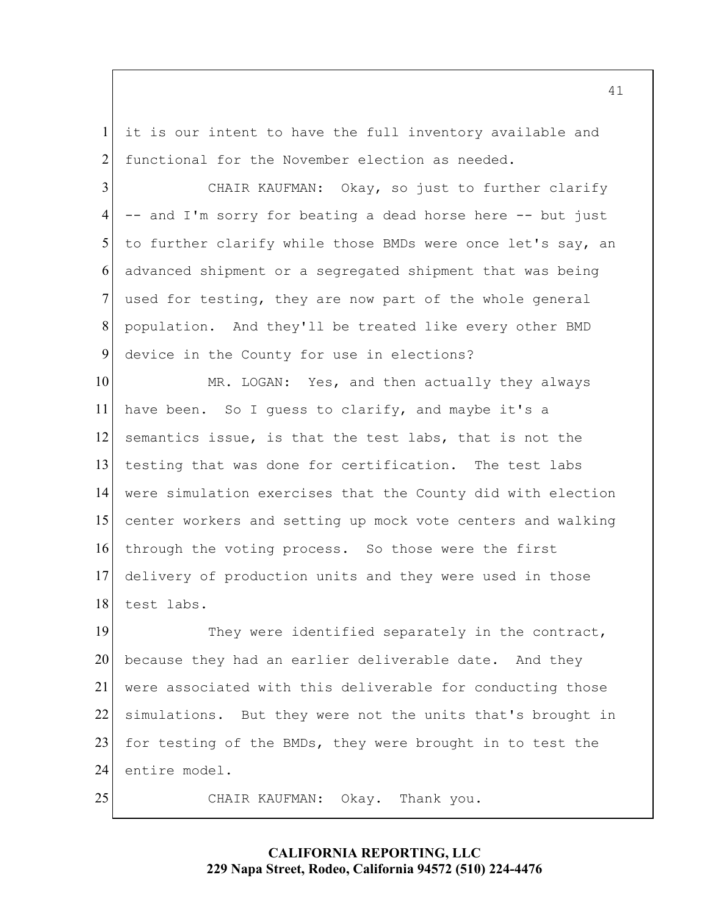it is our intent to have the full inventory available and functional for the November election as needed.

CHAIR KAUFMAN: Okay, so just to further clarify -- and I'm sorry for beating a dead horse here -- but just to further clarify while those BMDs were once let's say, an advanced shipment or a segregated shipment that was being used for testing, they are now part of the whole general population. And they'll be treated like every other BMD device in the County for use in elections?

MR. LOGAN: Yes, and then actually they always have been. So I guess to clarify, and maybe it's a semantics issue, is that the test labs, that is not the testing that was done for certification. The test labs were simulation exercises that the County did with election center workers and setting up mock vote centers and walking through the voting process. So those were the first delivery of production units and they were used in those test labs.

They were identified separately in the contract, because they had an earlier deliverable date. And they were associated with this deliverable for conducting those simulations. But they were not the units that's brought in for testing of the BMDs, they were brought in to test the entire model.

CHAIR KAUFMAN: Okay. Thank you.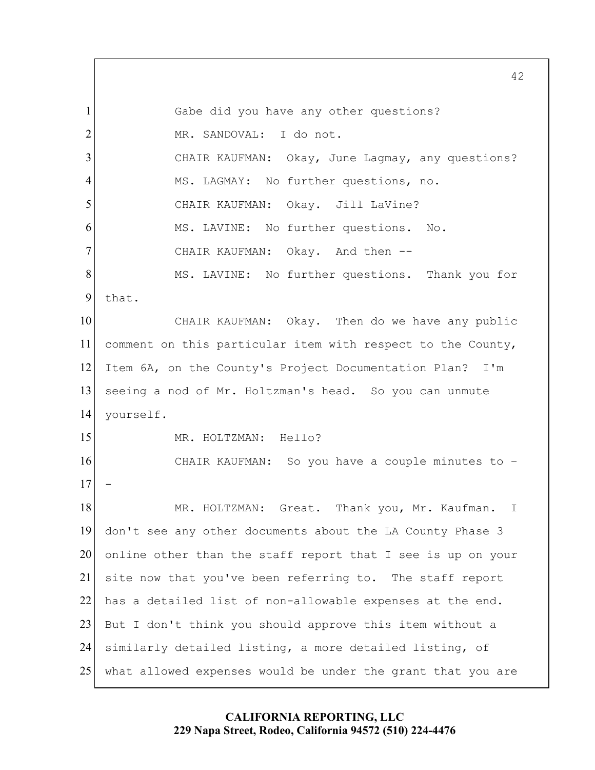Gabe did you have any other questions?

MR. SANDOVAL: I do not.

CHAIR KAUFMAN: Okay, June Lagmay, any questions?

MS. LAGMAY: No further questions, no.

CHAIR KAUFMAN: Okay. Jill LaVine?

MS. LAVINE: No further questions. No.

CHAIR KAUFMAN: Okay. And then --

MS. LAVINE: No further questions. Thank you for that.

CHAIR KAUFMAN: Okay. Then do we have any public comment on this particular item with respect to the County, Item 6A, on the County's Project Documentation Plan? I'm seeing a nod of Mr. Holtzman's head. So you can unmute yourself.

MR. HOLTZMAN: Hello?

CHAIR KAUFMAN: So you have a couple minutes to --

MR. HOLTZMAN: Great. Thank you, Mr. Kaufman. I don't see any other documents about the LA County Phase 3 online other than the staff report that I see is up on your site now that you've been referring to. The staff report has a detailed list of non-allowable expenses at the end. But I don't think you should approve this item without a similarly detailed listing, a more detailed listing, of what allowed expenses would be under the grant that you are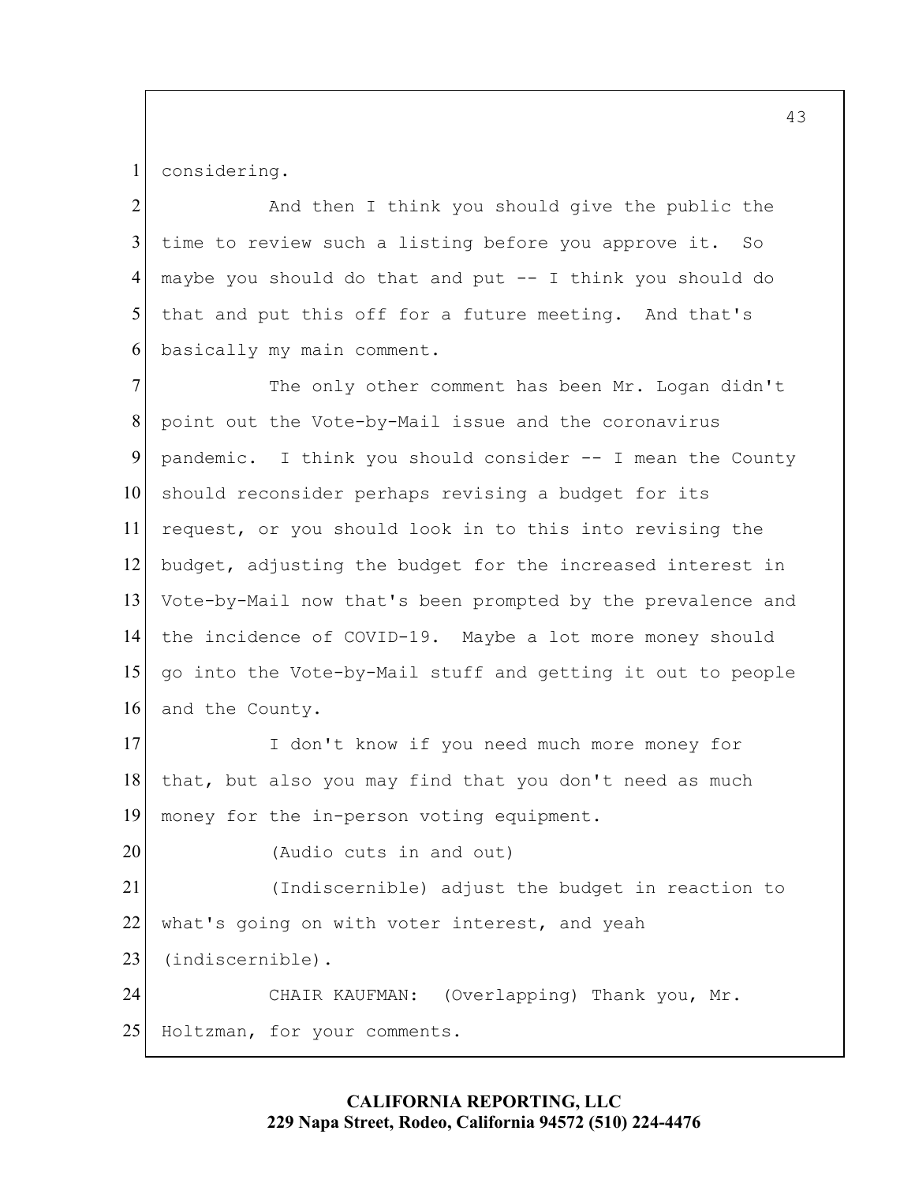considering.

And then I think you should give the public the time to review such a listing before you approve it. So maybe you should do that and put -- I think you should do that and put this off for a future meeting. And that's basically my main comment.

The only other comment has been Mr. Logan didn't point out the Vote-by-Mail issue and the coronavirus pandemic. I think you should consider -- I mean the County should reconsider perhaps revising a budget for its request, or you should look in to this into revising the budget, adjusting the budget for the increased interest in Vote-by-Mail now that's been prompted by the prevalence and the incidence of COVID-19. Maybe a lot more money should go into the Vote-by-Mail stuff and getting it out to people and the County.

I don't know if you need much more money for that, but also you may find that you don't need as much money for the in-person voting equipment.

(Audio cuts in and out)

(Indiscernible) adjust the budget in reaction to what's going on with voter interest, and yeah (indiscernible).

CHAIR KAUFMAN: (Overlapping) Thank you, Mr. Holtzman, for your comments.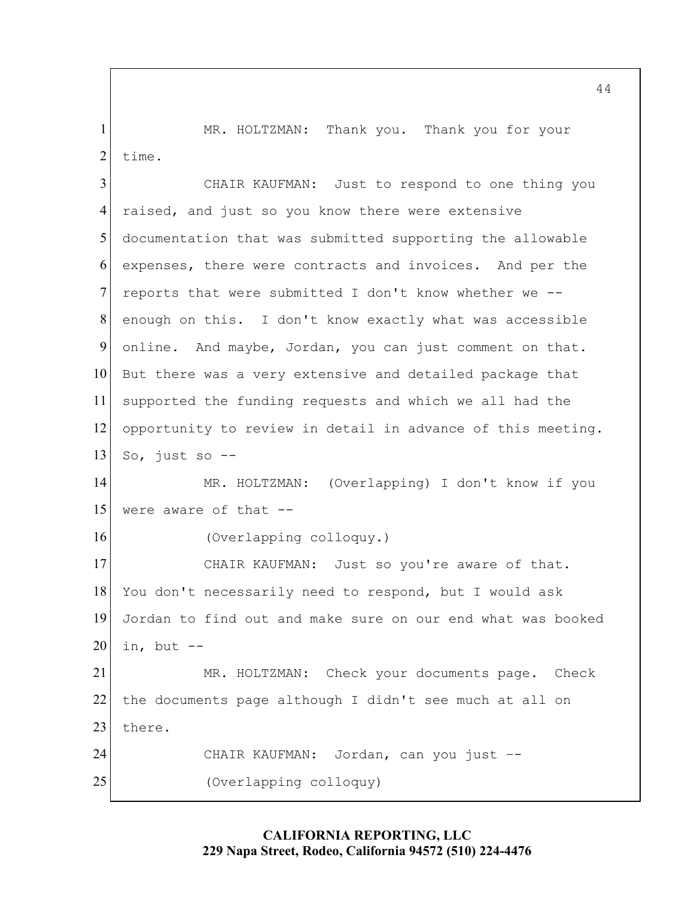MR. HOLTZMAN: Thank you. Thank you for your time.

CHAIR KAUFMAN: Just to respond to one thing you raised, and just so you know there were extensive documentation that was submitted supporting the allowable expenses, there were contracts and invoices. And per the reports that were submitted I don't know whether we -- enough on this. I don't know exactly what was accessible online. And maybe, Jordan, you can just comment on that. But there was a very extensive and detailed package that supported the funding requests and which we all had the opportunity to review in detail in advance of this meeting. So, just so --

MR. HOLTZMAN: (Overlapping) I don't know if you were aware of that --

(Overlapping colloquy.)

CHAIR KAUFMAN: Just so you're aware of that. You don't necessarily need to respond, but I would ask Jordan to find out and make sure on our end what was booked in, but --

MR. HOLTZMAN: Check your documents page. Check the documents page although I didn't see much at all on there.

CHAIR KAUFMAN: Jordan, can you just --

(Overlapping colloquy)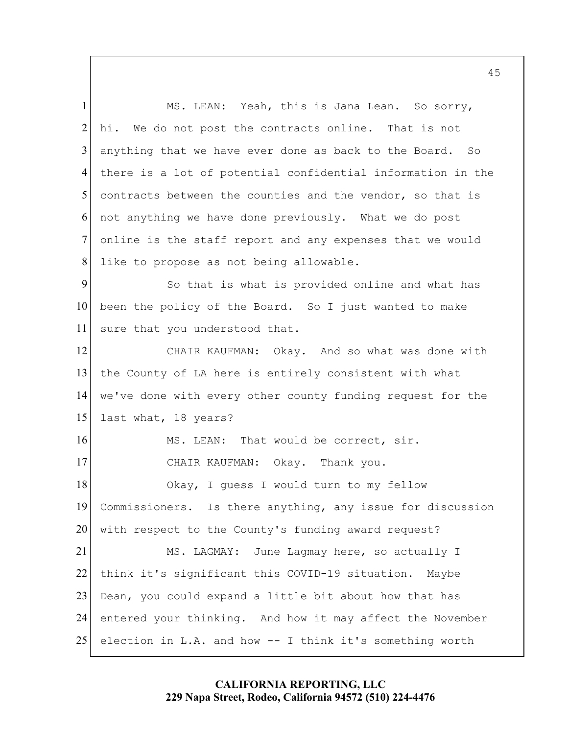MS. LEAN: Yeah, this is Jana Lean. So sorry, hi. We do not post the contracts online. That is not anything that we have ever done as back to the Board. So there is a lot of potential confidential information in the contracts between the counties and the vendor, so that is not anything we have done previously. What we do post online is the staff report and any expenses that we would like to propose as not being allowable.

So that is what is provided online and what has been the policy of the Board. So I just wanted to make sure that you understood that.

CHAIR KAUFMAN: Okay. And so what was done with the County of LA here is entirely consistent with what we've done with every other county funding request for the last what, 18 years?

MS. LEAN: That would be correct, sir.

CHAIR KAUFMAN: Okay. Thank you.

Okay, I guess I would turn to my fellow Commissioners. Is there anything, any issue for discussion with respect to the County's funding award request?

MS. LAGMAY: June Lagmay here, so actually I think it's significant this COVID-19 situation. Maybe Dean, you could expand a little bit about how that has entered your thinking. And how it may affect the November election in L.A. and how -- I think it's something worth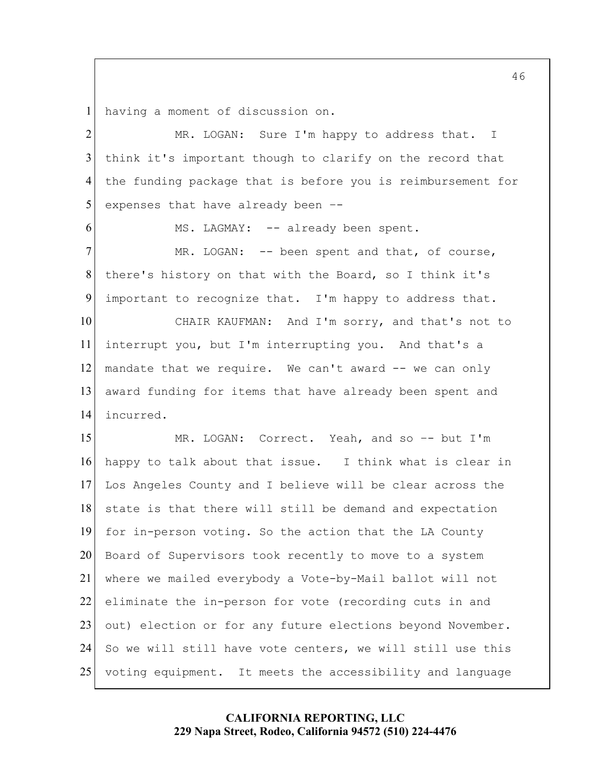having a moment of discussion on.

MR. LOGAN: Sure I'm happy to address that. I think it's important though to clarify on the record that the funding package that is before you is reimbursement for expenses that have already been --

MS. LAGMAY: -- already been spent.

MR. LOGAN: -- been spent and that, of course, there's history on that with the Board, so I think it's important to recognize that. I'm happy to address that.

CHAIR KAUFMAN: And I'm sorry, and that's not to interrupt you, but I'm interrupting you. And that's a mandate that we require. We can't award -- we can only award funding for items that have already been spent and incurred.

MR. LOGAN: Correct. Yeah, and so -- but I'm happy to talk about that issue. I think what is clear in Los Angeles County and I believe will be clear across the state is that there will still be demand and expectation for in-person voting. So the action that the LA County Board of Supervisors took recently to move to a system where we mailed everybody a Vote-by-Mail ballot will not eliminate the in-person for vote (recording cuts in and out) election or for any future elections beyond November. So we will still have vote centers, we will still use this voting equipment. It meets the accessibility and language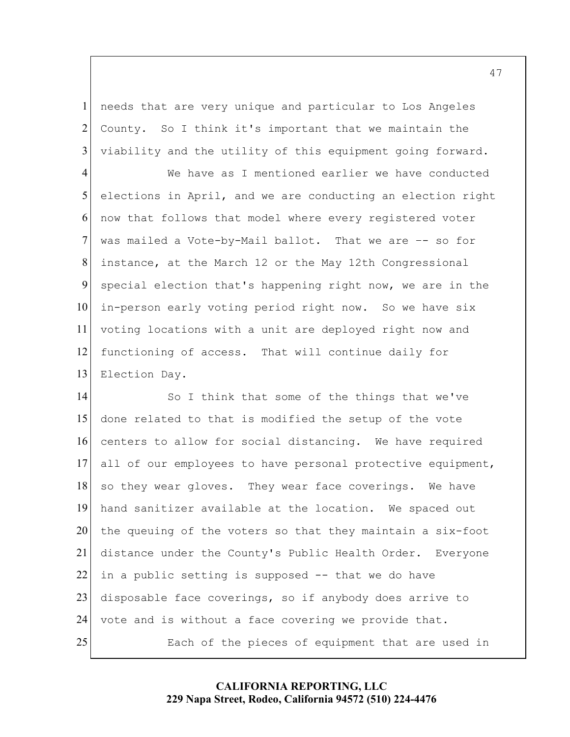needs that are very unique and particular to Los Angeles County. So I think it's important that we maintain the viability and the utility of this equipment going forward.

We have as I mentioned earlier we have conducted elections in April, and we are conducting an election right now that follows that model where every registered voter was mailed a Vote-by-Mail ballot. That we are -- so for instance, at the March 12 or the May 12th Congressional special election that's happening right now, we are in the in-person early voting period right now. So we have six voting locations with a unit are deployed right now and functioning of access. That will continue daily for Election Day.

So I think that some of the things that we've done related to that is modified the setup of the vote centers to allow for social distancing. We have required all of our employees to have personal protective equipment, so they wear gloves. They wear face coverings. We have hand sanitizer available at the location. We spaced out the queuing of the voters so that they maintain a six-foot distance under the County's Public Health Order. Everyone in a public setting is supposed -- that we do have disposable face coverings, so if anybody does arrive to vote and is without a face covering we provide that.

Each of the pieces of equipment that are used in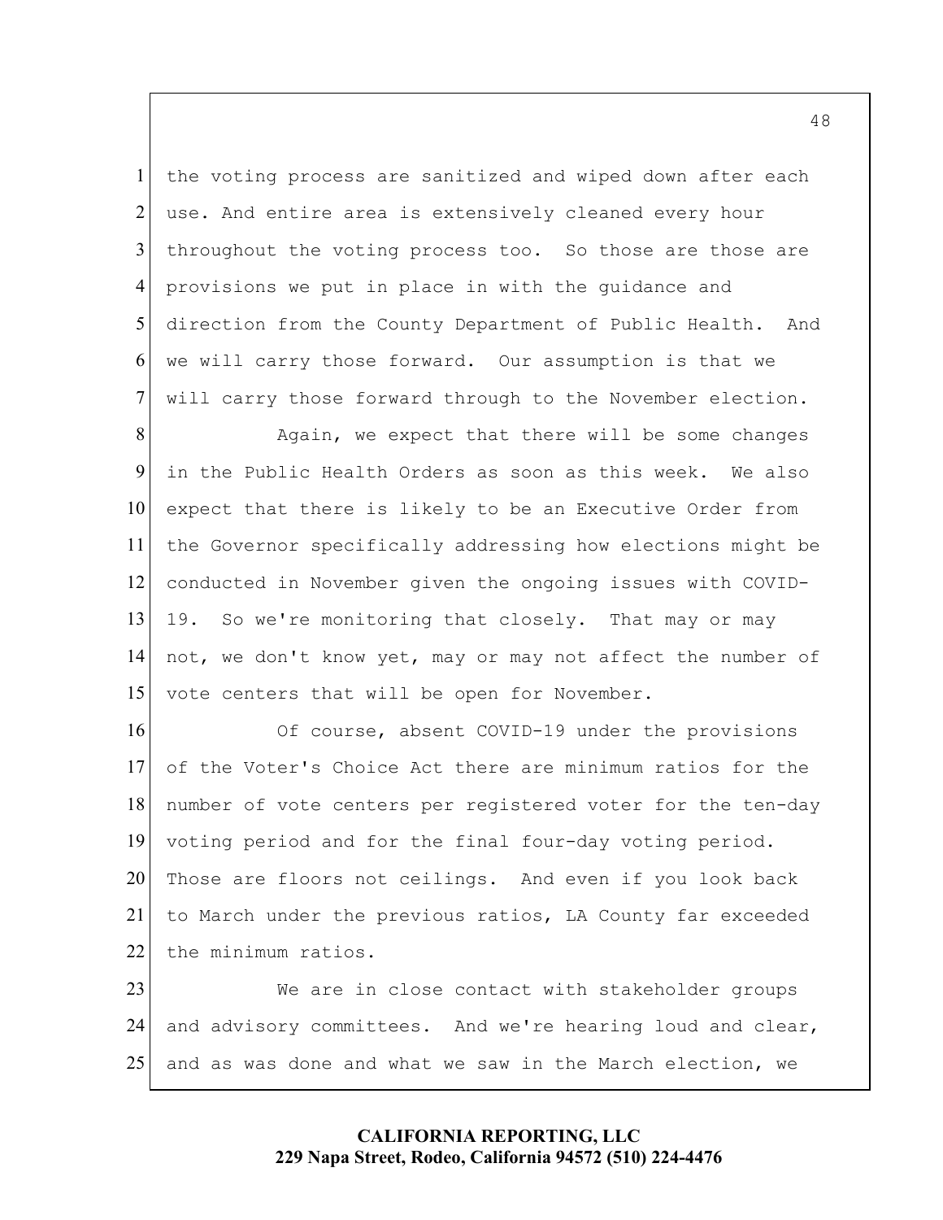the voting process are sanitized and wiped down after each use. And entire area is extensively cleaned every hour throughout the voting process too. So those are those are provisions we put in place in with the guidance and direction from the County Department of Public Health. And we will carry those forward. Our assumption is that we will carry those forward through to the November election.

Again, we expect that there will be some changes in the Public Health Orders as soon as this week. We also expect that there is likely to be an Executive Order from the Governor specifically addressing how elections might be conducted in November given the ongoing issues with COVID-19. So we're monitoring that closely. That may or may not, we don't know yet, may or may not affect the number of vote centers that will be open for November.

Of course, absent COVID-19 under the provisions of the Voter's Choice Act there are minimum ratios for the number of vote centers per registered voter for the ten-day voting period and for the final four-day voting period. Those are floors not ceilings. And even if you look back to March under the previous ratios, LA County far exceeded the minimum ratios.

We are in close contact with stakeholder groups and advisory committees. And we're hearing loud and clear, and as was done and what we saw in the March election, we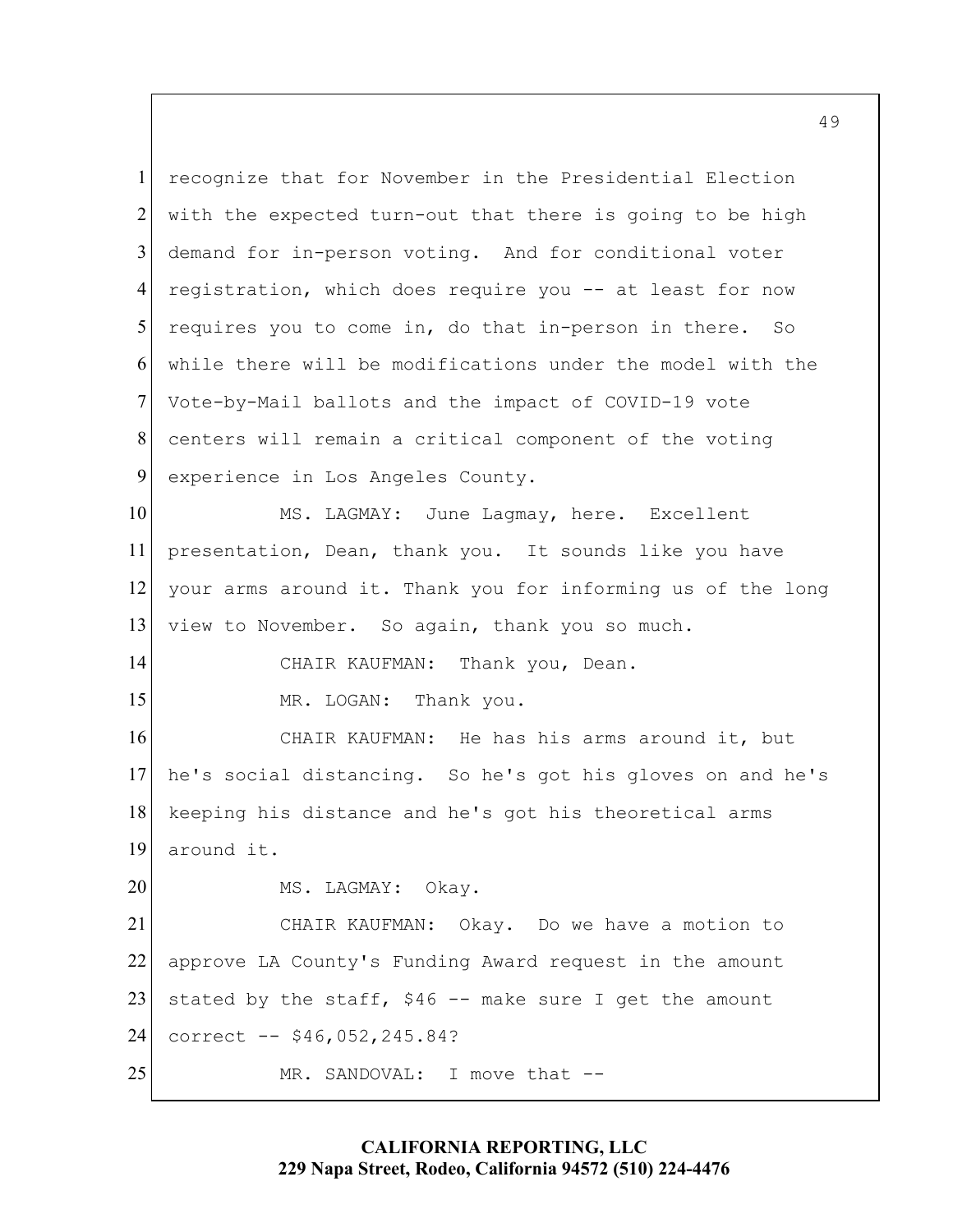recognize that for November in the Presidential Election with the expected turn-out that there is going to be high demand for in-person voting. And for conditional voter registration, which does require you -- at least for now requires you to come in, do that in-person in there. So while there will be modifications under the model with the Vote-by-Mail ballots and the impact of COVID-19 vote centers will remain a critical component of the voting experience in Los Angeles County.

MS. LAGMAY: June Lagmay, here. Excellent presentation, Dean, thank you. It sounds like you have your arms around it. Thank you for informing us of the long view to November. So again, thank you so much.

CHAIR KAUFMAN: Thank you, Dean.

MR. LOGAN: Thank you.

CHAIR KAUFMAN: He has his arms around it, but he's social distancing. So he's got his gloves on and he's keeping his distance and he's got his theoretical arms around it.

MS. LAGMAY: Okay.

CHAIR KAUFMAN: Okay. Do we have a motion to approve LA County's Funding Award request in the amount stated by the staff, $46 -- make sure I get the amount correct -- $46,052,245.84?

MR. SANDOVAL: I move that --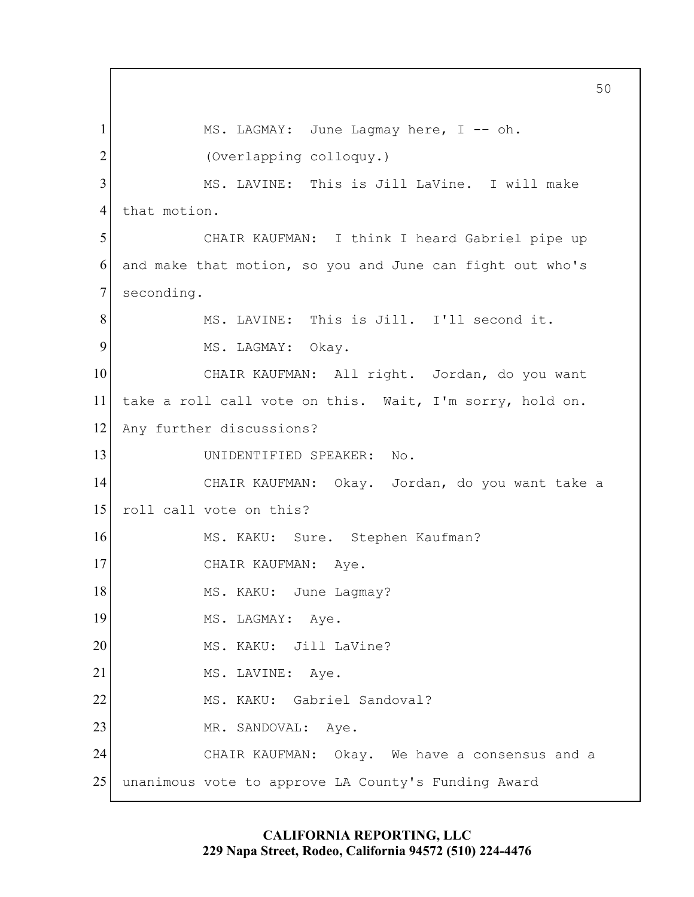MS. LAGMAY: June Lagmay here, I -- oh.

(Overlapping colloquy.)

MS. LAVINE: This is Jill LaVine. I will make that motion.

CHAIR KAUFMAN: I think I heard Gabriel pipe up and make that motion, so you and June can fight out who's seconding.

MS. LAVINE: This is Jill. I'll second it.

MS. LAGMAY: Okay.

CHAIR KAUFMAN: All right. Jordan, do you want take a roll call vote on this. Wait, I'm sorry, hold on. Any further discussions?

UNIDENTIFIED SPEAKER: No.

CHAIR KAUFMAN: Okay. Jordan, do you want take a roll call vote on this?

MS. KAKU: Sure. Stephen Kaufman?

CHAIR KAUFMAN: Aye.

MS. KAKU: June Lagmay?

MS. LAGMAY: Aye.

MS. KAKU: Jill LaVine?

MS. LAVINE: Aye.

MS. KAKU: Gabriel Sandoval?

MR. SANDOVAL: Aye.

CHAIR KAUFMAN: Okay. We have a consensus and a unanimous vote to approve LA County's Funding Award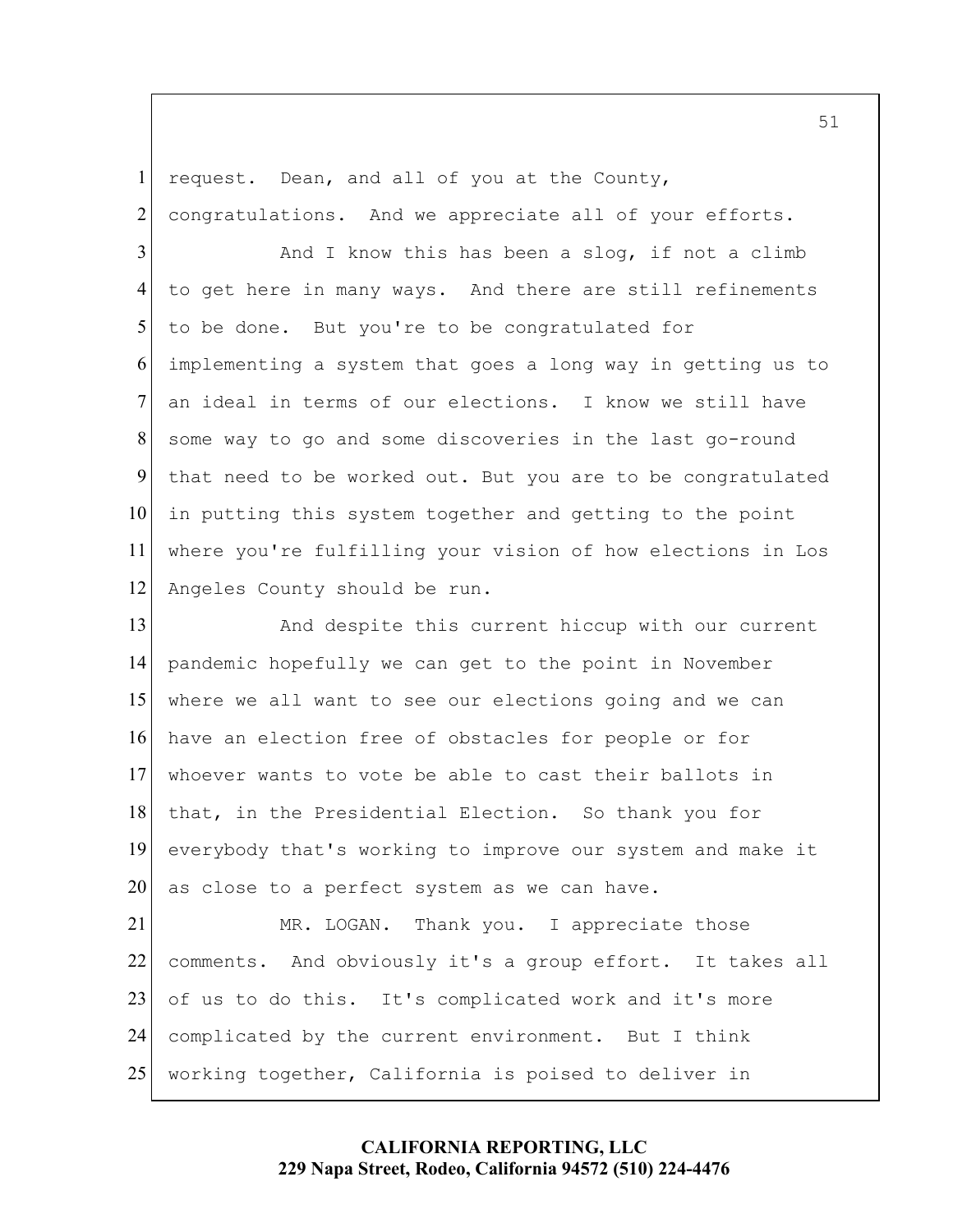request. Dean, and all of you at the County, congratulations. And we appreciate all of your efforts.

And I know this has been a slog, if not a climb to get here in many ways. And there are still refinements to be done. But you're to be congratulated for implementing a system that goes a long way in getting us to an ideal in terms of our elections. I know we still have some way to go and some discoveries in the last go-round that need to be worked out. But you are to be congratulated in putting this system together and getting to the point where you're fulfilling your vision of how elections in Los Angeles County should be run.

And despite this current hiccup with our current pandemic hopefully we can get to the point in November where we all want to see our elections going and we can have an election free of obstacles for people or for whoever wants to vote be able to cast their ballots in that, in the Presidential Election. So thank you for everybody that's working to improve our system and make it as close to a perfect system as we can have.

MR. LOGAN. Thank you. I appreciate those comments. And obviously it's a group effort. It takes all of us to do this. It's complicated work and it's more complicated by the current environment. But I think working together, California is poised to deliver in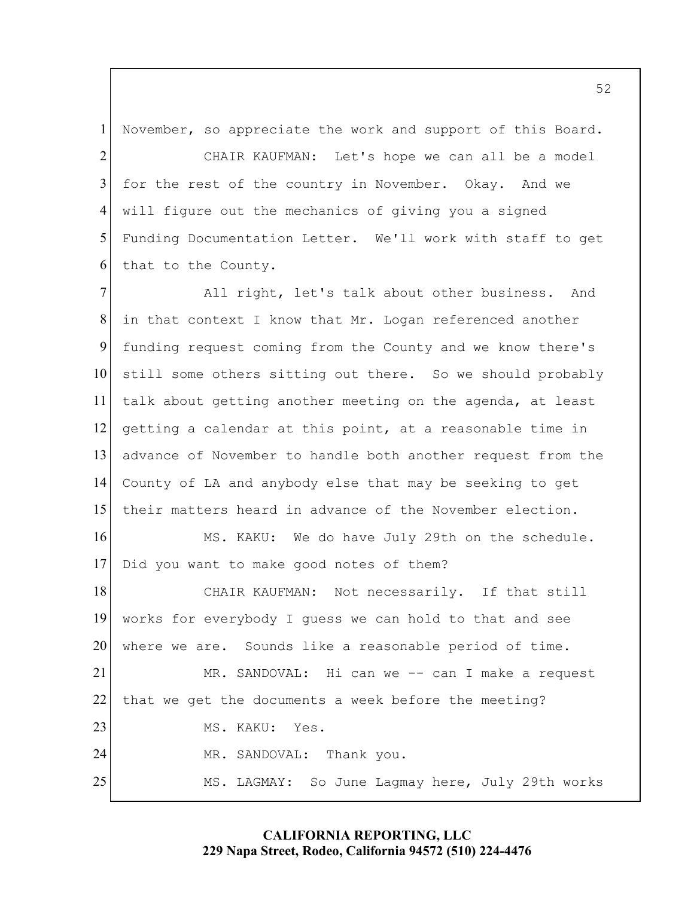November, so appreciate the work and support of this Board.

CHAIR KAUFMAN: Let's hope we can all be a model for the rest of the country in November. Okay. And we will figure out the mechanics of giving you a signed Funding Documentation Letter. We'll work with staff to get that to the County.

All right, let's talk about other business. And in that context I know that Mr. Logan referenced another funding request coming from the County and we know there's still some others sitting out there. So we should probably talk about getting another meeting on the agenda, at least getting a calendar at this point, at a reasonable time in advance of November to handle both another request from the County of LA and anybody else that may be seeking to get their matters heard in advance of the November election.

MS. KAKU: We do have July 29th on the schedule. Did you want to make good notes of them?

CHAIR KAUFMAN: Not necessarily. If that still works for everybody I guess we can hold to that and see where we are. Sounds like a reasonable period of time.

MR. SANDOVAL: Hi can we -- can I make a request that we get the documents a week before the meeting?

MS. KAKU: Yes.

MR. SANDOVAL: Thank you.

MS. LAGMAY: So June Lagmay here, July 29th works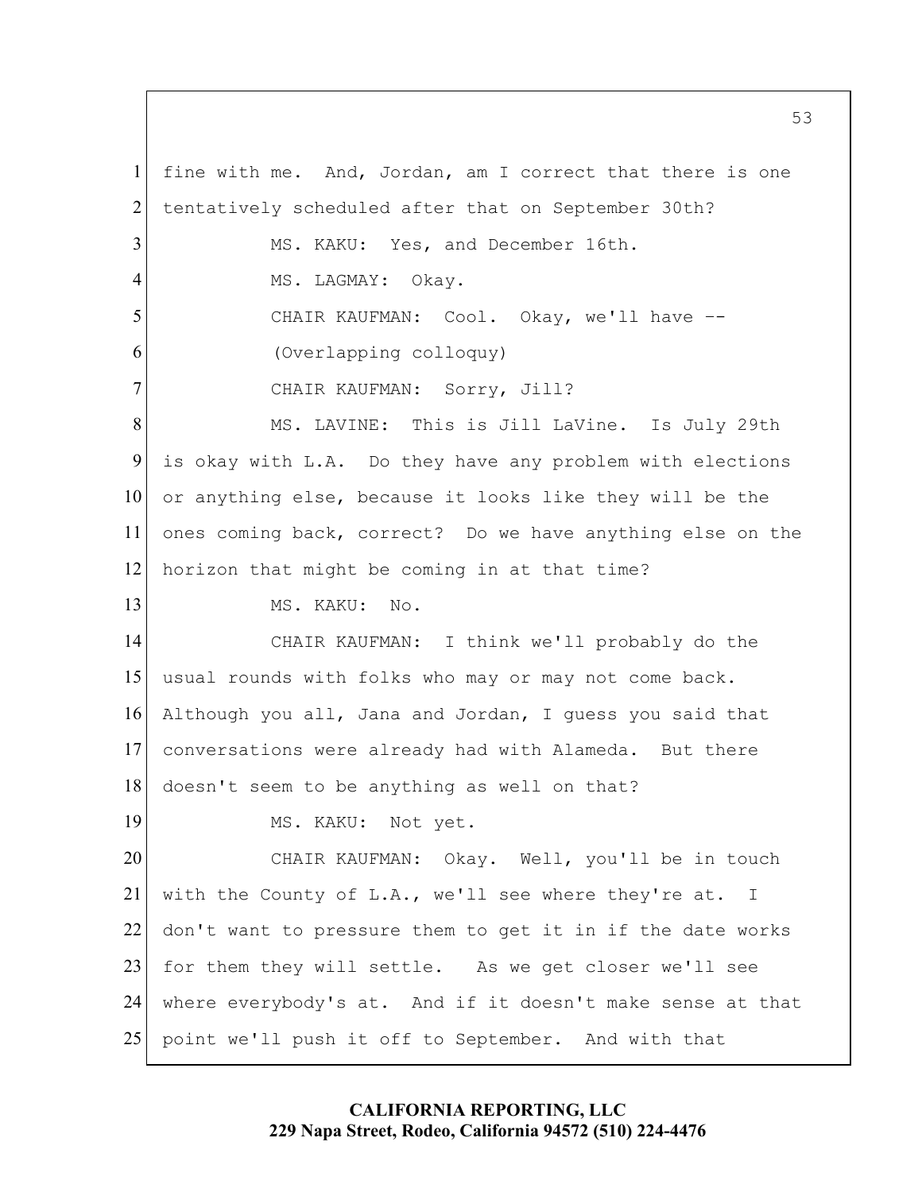fine with me. And, Jordan, am I correct that there is one tentatively scheduled after that on September 30th?

MS. KAKU: Yes, and December 16th.

MS. LAGMAY: Okay.

CHAIR KAUFMAN: Cool. Okay, we'll have --

(Overlapping colloquy)

CHAIR KAUFMAN: Sorry, Jill?

MS. LAVINE: This is Jill LaVine. Is July 29th is okay with L.A. Do they have any problem with elections or anything else, because it looks like they will be the ones coming back, correct? Do we have anything else on the horizon that might be coming in at that time?

MS. KAKU: No.

CHAIR KAUFMAN: I think we'll probably do the usual rounds with folks who may or may not come back. Although you all, Jana and Jordan, I guess you said that conversations were already had with Alameda. But there doesn't seem to be anything as well on that?

MS. KAKU: Not yet.

CHAIR KAUFMAN: Okay. Well, you'll be in touch with the County of L.A., we'll see where they're at. I don't want to pressure them to get it in if the date works for them they will settle. As we get closer we'll see where everybody's at. And if it doesn't make sense at that point we'll push it off to September. And with that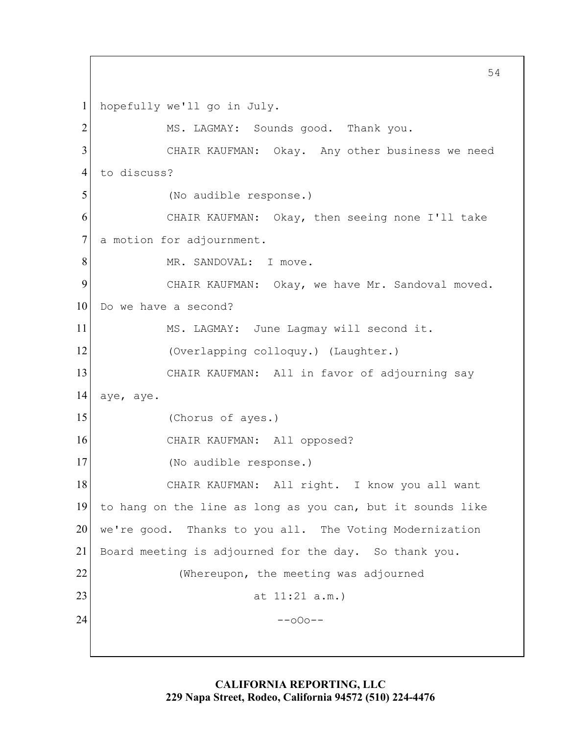hopefully we'll go in July.

MS. LAGMAY: Sounds good. Thank you.

CHAIR KAUFMAN: Okay. Any other business we need to discuss?

(No audible response.)

CHAIR KAUFMAN: Okay, then seeing none I'll take a motion for adjournment.

MR. SANDOVAL: I move.

CHAIR KAUFMAN: Okay, we have Mr. Sandoval moved. Do we have a second?

MS. LAGMAY: June Lagmay will second it.

(Overlapping colloquy.) (Laughter.)

CHAIR KAUFMAN: All in favor of adjourning say aye, aye.

(Chorus of ayes.)

CHAIR KAUFMAN: All opposed?

(No audible response.)

CHAIR KAUFMAN: All right. I know you all want to hang on the line as long as you can, but it sounds like we're good. Thanks to you all. The Voting Modernization Board meeting is adjourned for the day. So thank you.

(Whereupon, the meeting was adjourned at 11:21 a.m.)

--oOo--